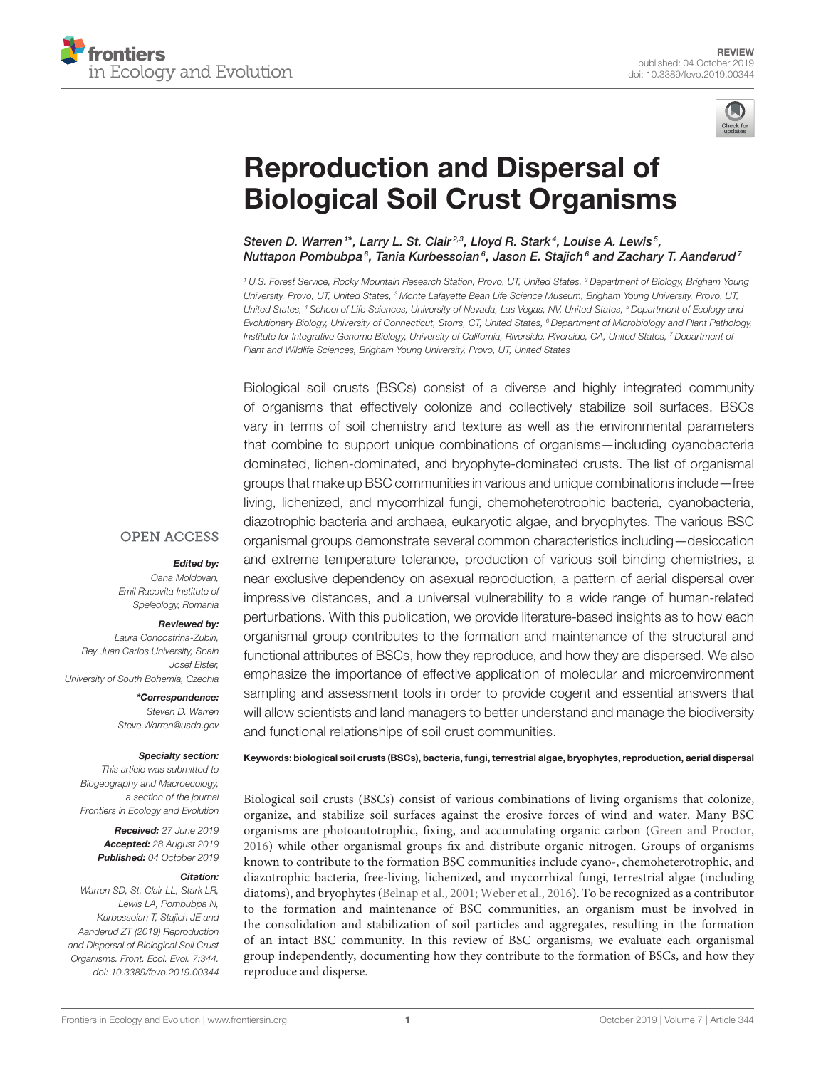REVIEW
published: 04 October 2019
doi: 10.3389/fevo.2019.00344

# Reproduction and Dispersal of Biological Soil Crust Organisms

*Steven D. Warren[1]\*, Larry L. St. Clair[2,3], Lloyd R. Stark[4], Louise A. Lewis[5], Nuttapon Pombubpa[6], Tania Kurbessoian[6], Jason E. Stajich[6] and Zachary T. Aanderud[7]*

[1] U.S. Forest Service, Rocky Mountain Research Station, Provo, UT, United States, [2] Department of Biology, Brigham Young University, Provo, UT, United States, [3] Monte Lafayette Bean Life Science Museum, Brigham Young University, Provo, UT, United States, [4] School of Life Sciences, University of Nevada, Las Vegas, NV, United States, [5] Department of Ecology and Evolutionary Biology, University of Connecticut, Storrs, CT, United States, [6] Department of Microbiology and Plant Pathology, Institute for Integrative Genome Biology, University of California, Riverside, Riverside, CA, United States, [7] Department of Plant and Wildlife Sciences, Brigham Young University, Provo, UT, United States

OPEN ACCESS

***Edited by:***
Oana Moldovan,
Emil Racovita Institute of Speleology, Romania

***Reviewed by:***
Laura Concostrina-Zubiri,
Rey Juan Carlos University, Spain
Josef Elster,
University of South Bohemia, Czechia

***\*Correspondence:***
Steven D. Warren
Steve.Warren@usda.gov

***Specialty section:***
This article was submitted to Biogeography and Macroecology, a section of the journal Frontiers in Ecology and Evolution

***Received:*** 27 June 2019
***Accepted:*** 28 August 2019
***Published:*** 04 October 2019

***Citation:***
Warren SD, St. Clair LL, Stark LR, Lewis LA, Pombubpa N, Kurbessoian T, Stajich JE and Aanderud ZT (2019) Reproduction and Dispersal of Biological Soil Crust Organisms. Front. Ecol. Evol. 7:344. doi: 10.3389/fevo.2019.00344

Biological soil crusts (BSCs) consist of a diverse and highly integrated community of organisms that effectively colonize and collectively stabilize soil surfaces. BSCs vary in terms of soil chemistry and texture as well as the environmental parameters that combine to support unique combinations of organisms—including cyanobacteria dominated, lichen-dominated, and bryophyte-dominated crusts. The list of organismal groups that make up BSC communities in various and unique combinations include—free living, lichenized, and mycorrhizal fungi, chemoheterotrophic bacteria, cyanobacteria, diazotrophic bacteria and archaea, eukaryotic algae, and bryophytes. The various BSC organismal groups demonstrate several common characteristics including—desiccation and extreme temperature tolerance, production of various soil binding chemistries, a near exclusive dependency on asexual reproduction, a pattern of aerial dispersal over impressive distances, and a universal vulnerability to a wide range of human-related perturbations. With this publication, we provide literature-based insights as to how each organismal group contributes to the formation and maintenance of the structural and functional attributes of BSCs, how they reproduce, and how they are dispersed. We also emphasize the importance of effective application of molecular and microenvironment sampling and assessment tools in order to provide cogent and essential answers that will allow scientists and land managers to better understand and manage the biodiversity and functional relationships of soil crust communities.

**Keywords: biological soil crusts (BSCs), bacteria, fungi, terrestrial algae, bryophytes, reproduction, aerial dispersal**

Biological soil crusts (BSCs) consist of various combinations of living organisms that colonize, organize, and stabilize soil surfaces against the erosive forces of wind and water. Many BSC organisms are photoautotrophic, fixing, and accumulating organic carbon (Green and Proctor, 2016) while other organismal groups fix and distribute organic nitrogen. Groups of organisms known to contribute to the formation BSC communities include cyano-, chemoheterotrophic, and diazotrophic bacteria, free-living, lichenized, and mycorrhizal fungi, terrestrial algae (including diatoms), and bryophytes (Belnap et al., 2001; Weber et al., 2016). To be recognized as a contributor to the formation and maintenance of BSC communities, an organism must be involved in the consolidation and stabilization of soil particles and aggregates, resulting in the formation of an intact BSC community. In this review of BSC organisms, we evaluate each organismal group independently, documenting how they contribute to the formation of BSCs, and how they reproduce and disperse.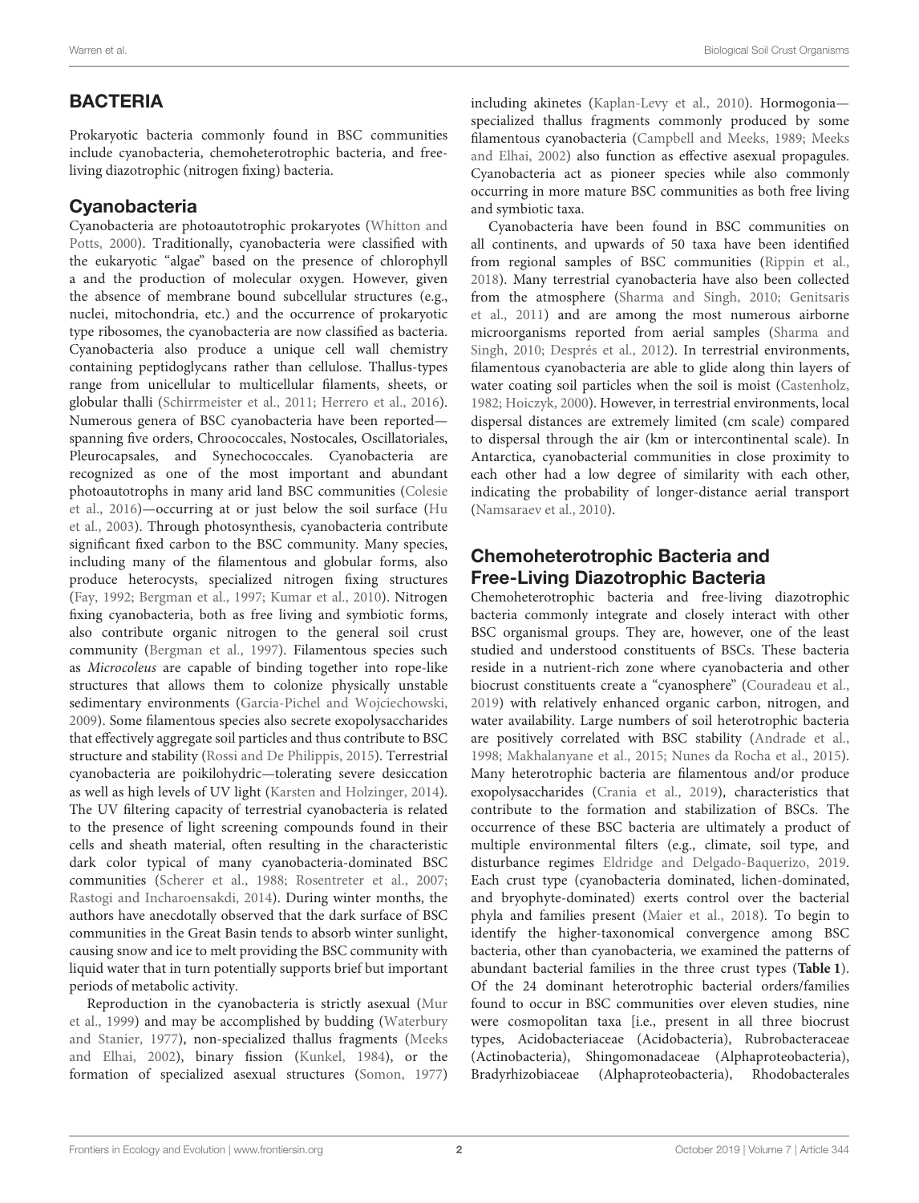## BACTERIA

Prokaryotic bacteria commonly found in BSC communities include cyanobacteria, chemoheterotrophic bacteria, and free-living diazotrophic (nitrogen fixing) bacteria.

### Cyanobacteria

Cyanobacteria are photoautotrophic prokaryotes (Whitton and Potts, 2000). Traditionally, cyanobacteria were classified with the eukaryotic "algae" based on the presence of chlorophyll a and the production of molecular oxygen. However, given the absence of membrane bound subcellular structures (e.g., nuclei, mitochondria, etc.) and the occurrence of prokaryotic type ribosomes, the cyanobacteria are now classified as bacteria. Cyanobacteria also produce a unique cell wall chemistry containing peptidoglycans rather than cellulose. Thallus-types range from unicellular to multicellular filaments, sheets, or globular thalli (Schirrmeister et al., 2011; Herrero et al., 2016). Numerous genera of BSC cyanobacteria have been reported—spanning five orders, Chroococcales, Nostocales, Oscillatoriales, Pleurocapsales, and Synechococcales. Cyanobacteria are recognized as one of the most important and abundant photoautotrophs in many arid land BSC communities (Colesie et al., 2016)—occurring at or just below the soil surface (Hu et al., 2003). Through photosynthesis, cyanobacteria contribute significant fixed carbon to the BSC community. Many species, including many of the filamentous and globular forms, also produce heterocysts, specialized nitrogen fixing structures (Fay, 1992; Bergman et al., 1997; Kumar et al., 2010). Nitrogen fixing cyanobacteria, both as free living and symbiotic forms, also contribute organic nitrogen to the general soil crust community (Bergman et al., 1997). Filamentous species such as *Microcoleus* are capable of binding together into rope-like structures that allows them to colonize physically unstable sedimentary environments (Garcia-Pichel and Wojciechowski, 2009). Some filamentous species also secrete exopolysaccharides that effectively aggregate soil particles and thus contribute to BSC structure and stability (Rossi and De Philippis, 2015). Terrestrial cyanobacteria are poikilohydric—tolerating severe desiccation as well as high levels of UV light (Karsten and Holzinger, 2014). The UV filtering capacity of terrestrial cyanobacteria is related to the presence of light screening compounds found in their cells and sheath material, often resulting in the characteristic dark color typical of many cyanobacteria-dominated BSC communities (Scherer et al., 1988; Rosentreter et al., 2007; Rastogi and Incharoensakdi, 2014). During winter months, the authors have anecdotally observed that the dark surface of BSC communities in the Great Basin tends to absorb winter sunlight, causing snow and ice to melt providing the BSC community with liquid water that in turn potentially supports brief but important periods of metabolic activity.

Reproduction in the cyanobacteria is strictly asexual (Mur et al., 1999) and may be accomplished by budding (Waterbury and Stanier, 1977), non-specialized thallus fragments (Meeks and Elhai, 2002), binary fission (Kunkel, 1984), or the formation of specialized asexual structures (Somon, 1977) including akinetes (Kaplan-Levy et al., 2010). Hormogonia—specialized thallus fragments commonly produced by some filamentous cyanobacteria (Campbell and Meeks, 1989; Meeks and Elhai, 2002) also function as effective asexual propagules. Cyanobacteria act as pioneer species while also commonly occurring in more mature BSC communities as both free living and symbiotic taxa.

Cyanobacteria have been found in BSC communities on all continents, and upwards of 50 taxa have been identified from regional samples of BSC communities (Rippin et al., 2018). Many terrestrial cyanobacteria have also been collected from the atmosphere (Sharma and Singh, 2010; Genitsaris et al., 2011) and are among the most numerous airborne microorganisms reported from aerial samples (Sharma and Singh, 2010; Després et al., 2012). In terrestrial environments, filamentous cyanobacteria are able to glide along thin layers of water coating soil particles when the soil is moist (Castenholz, 1982; Hoiczyk, 2000). However, in terrestrial environments, local dispersal distances are extremely limited (cm scale) compared to dispersal through the air (km or intercontinental scale). In Antarctica, cyanobacterial communities in close proximity to each other had a low degree of similarity with each other, indicating the probability of longer-distance aerial transport (Namsaraev et al., 2010).

### Chemoheterotrophic Bacteria and Free-Living Diazotrophic Bacteria

Chemoheterotrophic bacteria and free-living diazotrophic bacteria commonly integrate and closely interact with other BSC organismal groups. They are, however, one of the least studied and understood constituents of BSCs. These bacteria reside in a nutrient-rich zone where cyanobacteria and other biocrust constituents create a "cyanosphere" (Couradeau et al., 2019) with relatively enhanced organic carbon, nitrogen, and water availability. Large numbers of soil heterotrophic bacteria are positively correlated with BSC stability (Andrade et al., 1998; Makhalanyane et al., 2015; Nunes da Rocha et al., 2015). Many heterotrophic bacteria are filamentous and/or produce exopolysaccharides (Crania et al., 2019), characteristics that contribute to the formation and stabilization of BSCs. The occurrence of these BSC bacteria are ultimately a product of multiple environmental filters (e.g., climate, soil type, and disturbance regimes Eldridge and Delgado-Baquerizo, 2019. Each crust type (cyanobacteria dominated, lichen-dominated, and bryophyte-dominated) exerts control over the bacterial phyla and families present (Maier et al., 2018). To begin to identify the higher-taxonomical convergence among BSC bacteria, other than cyanobacteria, we examined the patterns of abundant bacterial families in the three crust types (**Table 1**). Of the 24 dominant heterotrophic bacterial orders/families found to occur in BSC communities over eleven studies, nine were cosmopolitan taxa [i.e., present in all three biocrust types, Acidobacteriaceae (Acidobacteria), Rubrobacteraceae (Actinobacteria), Shingomonadaceae (Alphaproteobacteria), Bradyrhizobiaceae (Alphaproteobacteria), Rhodobacterales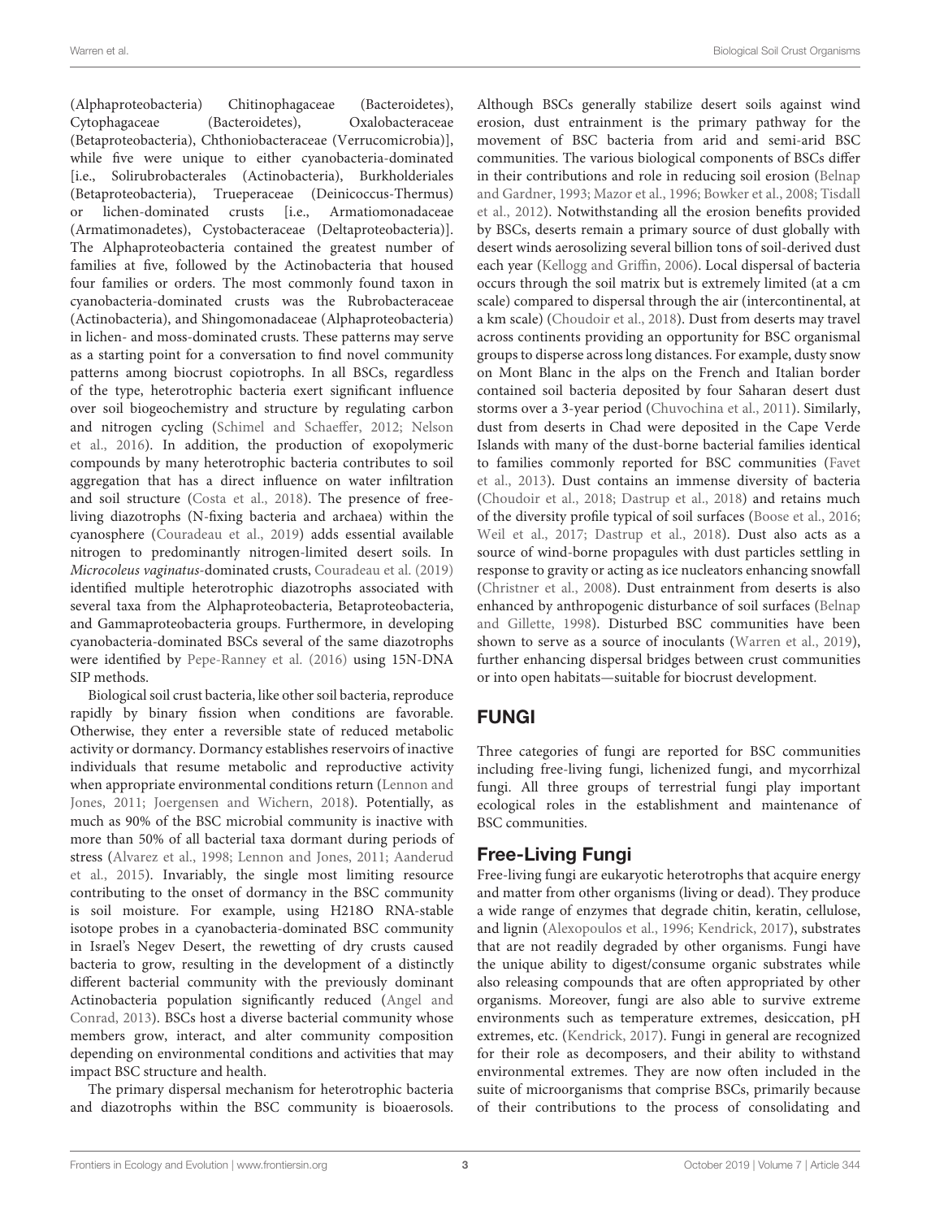(Alphaproteobacteria) Chitinophagaceae (Bacteroidetes), Cytophagaceae (Bacteroidetes), Oxalobacteraceae (Betaproteobacteria), Chthoniobacteraceae (Verrucomicrobia)], while five were unique to either cyanobacteria-dominated [i.e., Solirubrobacterales (Actinobacteria), Burkholderiales (Betaproteobacteria), Trueperaceae (Deinicoccus-Thermus) or lichen-dominated crusts [i.e., Armatiomonadaceae (Armatimonadetes), Cystobacteraceae (Deltaproteobacteria)]. The Alphaproteobacteria contained the greatest number of families at five, followed by the Actinobacteria that housed four families or orders. The most commonly found taxon in cyanobacteria-dominated crusts was the Rubrobacteraceae (Actinobacteria), and Shingomonadaceae (Alphaproteobacteria) in lichen- and moss-dominated crusts. These patterns may serve as a starting point for a conversation to find novel community patterns among biocrust copiotrophs. In all BSCs, regardless of the type, heterotrophic bacteria exert significant influence over soil biogeochemistry and structure by regulating carbon and nitrogen cycling (Schimel and Schaeffer, 2012; Nelson et al., 2016). In addition, the production of exopolymeric compounds by many heterotrophic bacteria contributes to soil aggregation that has a direct influence on water infiltration and soil structure (Costa et al., 2018). The presence of free-living diazotrophs (N-fixing bacteria and archaea) within the cyanosphere (Couradeau et al., 2019) adds essential available nitrogen to predominantly nitrogen-limited desert soils. In *Microcoleus vaginatus*-dominated crusts, Couradeau et al. (2019) identified multiple heterotrophic diazotrophs associated with several taxa from the Alphaproteobacteria, Betaproteobacteria, and Gammaproteobacteria groups. Furthermore, in developing cyanobacteria-dominated BSCs several of the same diazotrophs were identified by Pepe-Ranney et al. (2016) using 15N-DNA SIP methods.

Biological soil crust bacteria, like other soil bacteria, reproduce rapidly by binary fission when conditions are favorable. Otherwise, they enter a reversible state of reduced metabolic activity or dormancy. Dormancy establishes reservoirs of inactive individuals that resume metabolic and reproductive activity when appropriate environmental conditions return (Lennon and Jones, 2011; Joergensen and Wichern, 2018). Potentially, as much as 90% of the BSC microbial community is inactive with more than 50% of all bacterial taxa dormant during periods of stress (Alvarez et al., 1998; Lennon and Jones, 2011; Aanderud et al., 2015). Invariably, the single most limiting resource contributing to the onset of dormancy in the BSC community is soil moisture. For example, using H218O RNA-stable isotope probes in a cyanobacteria-dominated BSC community in Israel's Negev Desert, the rewetting of dry crusts caused bacteria to grow, resulting in the development of a distinctly different bacterial community with the previously dominant Actinobacteria population significantly reduced (Angel and Conrad, 2013). BSCs host a diverse bacterial community whose members grow, interact, and alter community composition depending on environmental conditions and activities that may impact BSC structure and health.

The primary dispersal mechanism for heterotrophic bacteria and diazotrophs within the BSC community is bioaerosols. Although BSCs generally stabilize desert soils against wind erosion, dust entrainment is the primary pathway for the movement of BSC bacteria from arid and semi-arid BSC communities. The various biological components of BSCs differ in their contributions and role in reducing soil erosion (Belnap and Gardner, 1993; Mazor et al., 1996; Bowker et al., 2008; Tisdall et al., 2012). Notwithstanding all the erosion benefits provided by BSCs, deserts remain a primary source of dust globally with desert winds aerosolizing several billion tons of soil-derived dust each year (Kellogg and Griffin, 2006). Local dispersal of bacteria occurs through the soil matrix but is extremely limited (at a cm scale) compared to dispersal through the air (intercontinental, at a km scale) (Choudoir et al., 2018). Dust from deserts may travel across continents providing an opportunity for BSC organismal groups to disperse across long distances. For example, dusty snow on Mont Blanc in the alps on the French and Italian border contained soil bacteria deposited by four Saharan desert dust storms over a 3-year period (Chuvochina et al., 2011). Similarly, dust from deserts in Chad were deposited in the Cape Verde Islands with many of the dust-borne bacterial families identical to families commonly reported for BSC communities (Favet et al., 2013). Dust contains an immense diversity of bacteria (Choudoir et al., 2018; Dastrup et al., 2018) and retains much of the diversity profile typical of soil surfaces (Boose et al., 2016; Weil et al., 2017; Dastrup et al., 2018). Dust also acts as a source of wind-borne propagules with dust particles settling in response to gravity or acting as ice nucleators enhancing snowfall (Christner et al., 2008). Dust entrainment from deserts is also enhanced by anthropogenic disturbance of soil surfaces (Belnap and Gillette, 1998). Disturbed BSC communities have been shown to serve as a source of inoculants (Warren et al., 2019), further enhancing dispersal bridges between crust communities or into open habitats—suitable for biocrust development.

## FUNGI

Three categories of fungi are reported for BSC communities including free-living fungi, lichenized fungi, and mycorrhizal fungi. All three groups of terrestrial fungi play important ecological roles in the establishment and maintenance of BSC communities.

### Free-Living Fungi

Free-living fungi are eukaryotic heterotrophs that acquire energy and matter from other organisms (living or dead). They produce a wide range of enzymes that degrade chitin, keratin, cellulose, and lignin (Alexopoulos et al., 1996; Kendrick, 2017), substrates that are not readily degraded by other organisms. Fungi have the unique ability to digest/consume organic substrates while also releasing compounds that are often appropriated by other organisms. Moreover, fungi are also able to survive extreme environments such as temperature extremes, desiccation, pH extremes, etc. (Kendrick, 2017). Fungi in general are recognized for their role as decomposers, and their ability to withstand environmental extremes. They are now often included in the suite of microorganisms that comprise BSCs, primarily because of their contributions to the process of consolidating and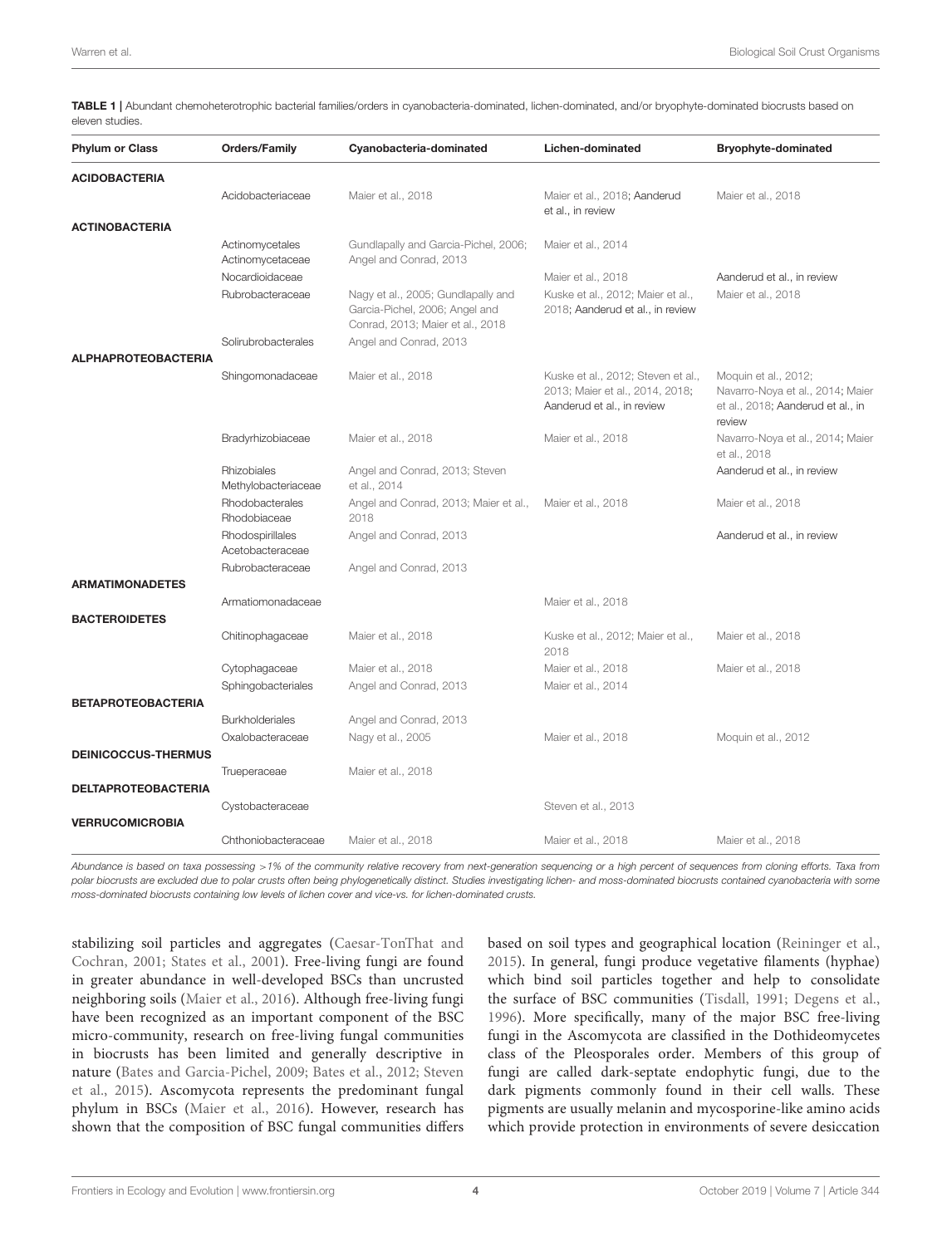**TABLE 1** | Abundant chemoheterotrophic bacterial families/orders in cyanobacteria-dominated, lichen-dominated, and/or bryophyte-dominated biocrusts based on eleven studies.

| Phylum or Class | Orders/Family | Cyanobacteria-dominated | Lichen-dominated | Bryophyte-dominated |
|---|---|---|---|---|
| **ACIDOBACTERIA** | | | | |
| | Acidobacteriaceae | Maier et al., 2018 | Maier et al., 2018; Aanderud et al., in review | Maier et al., 2018 |
| **ACTINOBACTERIA** | | | | |
| | Actinomycetales Actinomycetaceae | Gundlapally and Garcia-Pichel, 2006; Angel and Conrad, 2013 | Maier et al., 2014 | |
| | Nocardioidaceae | | Maier et al., 2018 | Aanderud et al., in review |
| | Rubrobacteraceae | Nagy et al., 2005; Gundlapally and Garcia-Pichel, 2006; Angel and Conrad, 2013; Maier et al., 2018 | Kuske et al., 2012; Maier et al., 2018; Aanderud et al., in review | Maier et al., 2018 |
| | Solirubrobacterales | Angel and Conrad, 2013 | | |
| **ALPHAPROTEOBACTERIA** | | | | |
| | Shingomonadaceae | Maier et al., 2018 | Kuske et al., 2012; Steven et al., 2013; Maier et al., 2014, 2018; Aanderud et al., in review | Moquin et al., 2012; Navarro-Noya et al., 2014; Maier et al., 2018; Aanderud et al., in review |
| | Bradyrhizobiaceae | Maier et al., 2018 | Maier et al., 2018 | Navarro-Noya et al., 2014; Maier et al., 2018 |
| | Rhizobiales Methylobacteriaceae | Angel and Conrad, 2013; Steven et al., 2014 | | Aanderud et al., in review |
| | Rhodobacterales Rhodobiaceae | Angel and Conrad, 2013; Maier et al., 2018 | Maier et al., 2018 | Maier et al., 2018 |
| | Rhodospirillales Acetobacteraceae | Angel and Conrad, 2013 | | Aanderud et al., in review |
| | Rubrobacteraceae | Angel and Conrad, 2013 | | |
| **ARMATIMONADETES** | | | | |
| | Armatiomonadaceae | | Maier et al., 2018 | |
| **BACTEROIDETES** | | | | |
| | Chitinophagaceae | Maier et al., 2018 | Kuske et al., 2012; Maier et al., 2018 | Maier et al., 2018 |
| | Cytophagaceae | Maier et al., 2018 | Maier et al., 2018 | Maier et al., 2018 |
| | Sphingobacteriales | Angel and Conrad, 2013 | Maier et al., 2014 | |
| **BETAPROTEOBACTERIA** | | | | |
| | Burkholderiales | Angel and Conrad, 2013 | | |
| | Oxalobacteraceae | Nagy et al., 2005 | Maier et al., 2018 | Moquin et al., 2012 |
| **DEINICOCCUS-THERMUS** | | | | |
| | Trueperaceae | Maier et al., 2018 | | |
| **DELTAPROTEOBACTERIA** | | | | |
| | Cystobacteraceae | | Steven et al., 2013 | |
| **VERRUCOMICROBIA** | | | | |
| | Chthoniobacteraceae | Maier et al., 2018 | Maier et al., 2018 | Maier et al., 2018 |

*Abundance is based on taxa possessing >1% of the community relative recovery from next-generation sequencing or a high percent of sequences from cloning efforts. Taxa from polar biocrusts are excluded due to polar crusts often being phylogenetically distinct. Studies investigating lichen- and moss-dominated biocrusts contained cyanobacteria with some moss-dominated biocrusts containing low levels of lichen cover and vice-vs. for lichen-dominated crusts.*

stabilizing soil particles and aggregates (Caesar-TonThat and Cochran, 2001; States et al., 2001). Free-living fungi are found in greater abundance in well-developed BSCs than uncrusted neighboring soils (Maier et al., 2016). Although free-living fungi have been recognized as an important component of the BSC micro-community, research on free-living fungal communities in biocrusts has been limited and generally descriptive in nature (Bates and Garcia-Pichel, 2009; Bates et al., 2012; Steven et al., 2015). Ascomycota represents the predominant fungal phylum in BSCs (Maier et al., 2016). However, research has shown that the composition of BSC fungal communities differs based on soil types and geographical location (Reininger et al., 2015). In general, fungi produce vegetative filaments (hyphae) which bind soil particles together and help to consolidate the surface of BSC communities (Tisdall, 1991; Degens et al., 1996). More specifically, many of the major BSC free-living fungi in the Ascomycota are classified in the Dothideomycetes class of the Pleosporales order. Members of this group of fungi are called dark-septate endophytic fungi, due to the dark pigments commonly found in their cell walls. These pigments are usually melanin and mycosporine-like amino acids which provide protection in environments of severe desiccation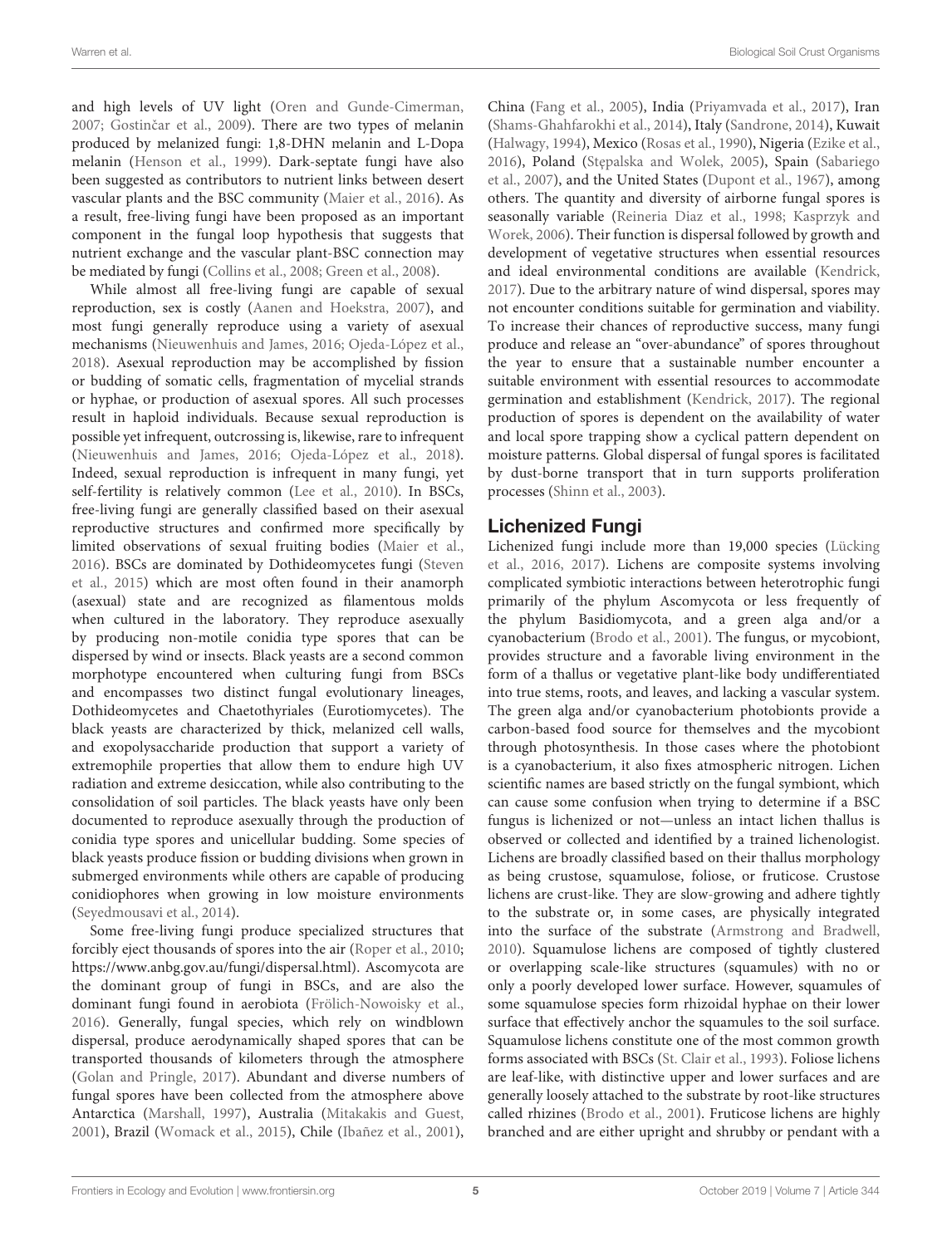and high levels of UV light (Oren and Gunde-Cimerman, 2007; Gostinčar et al., 2009). There are two types of melanin produced by melanized fungi: 1,8-DHN melanin and L-Dopa melanin (Henson et al., 1999). Dark-septate fungi have also been suggested as contributors to nutrient links between desert vascular plants and the BSC community (Maier et al., 2016). As a result, free-living fungi have been proposed as an important component in the fungal loop hypothesis that suggests that nutrient exchange and the vascular plant-BSC connection may be mediated by fungi (Collins et al., 2008; Green et al., 2008).

While almost all free-living fungi are capable of sexual reproduction, sex is costly (Aanen and Hoekstra, 2007), and most fungi generally reproduce using a variety of asexual mechanisms (Nieuwenhuis and James, 2016; Ojeda-López et al., 2018). Asexual reproduction may be accomplished by fission or budding of somatic cells, fragmentation of mycelial strands or hyphae, or production of asexual spores. All such processes result in haploid individuals. Because sexual reproduction is possible yet infrequent, outcrossing is, likewise, rare to infrequent (Nieuwenhuis and James, 2016; Ojeda-López et al., 2018). Indeed, sexual reproduction is infrequent in many fungi, yet self-fertility is relatively common (Lee et al., 2010). In BSCs, free-living fungi are generally classified based on their asexual reproductive structures and confirmed more specifically by limited observations of sexual fruiting bodies (Maier et al., 2016). BSCs are dominated by Dothideomycetes fungi (Steven et al., 2015) which are most often found in their anamorph (asexual) state and are recognized as filamentous molds when cultured in the laboratory. They reproduce asexually by producing non-motile conidia type spores that can be dispersed by wind or insects. Black yeasts are a second common morphotype encountered when culturing fungi from BSCs and encompasses two distinct fungal evolutionary lineages, Dothideomycetes and Chaetothyriales (Eurotiomycetes). The black yeasts are characterized by thick, melanized cell walls, and exopolysaccharide production that support a variety of extremophile properties that allow them to endure high UV radiation and extreme desiccation, while also contributing to the consolidation of soil particles. The black yeasts have only been documented to reproduce asexually through the production of conidia type spores and unicellular budding. Some species of black yeasts produce fission or budding divisions when grown in submerged environments while others are capable of producing conidiophores when growing in low moisture environments (Seyedmousavi et al., 2014).

Some free-living fungi produce specialized structures that forcibly eject thousands of spores into the air (Roper et al., 2010; https://www.anbg.gov.au/fungi/dispersal.html). Ascomycota are the dominant group of fungi in BSCs, and are also the dominant fungi found in aerobiota (Frölich-Nowoisky et al., 2016). Generally, fungal species, which rely on windblown dispersal, produce aerodynamically shaped spores that can be transported thousands of kilometers through the atmosphere (Golan and Pringle, 2017). Abundant and diverse numbers of fungal spores have been collected from the atmosphere above Antarctica (Marshall, 1997), Australia (Mitakakis and Guest, 2001), Brazil (Womack et al., 2015), Chile (Ibañez et al., 2001), China (Fang et al., 2005), India (Priyamvada et al., 2017), Iran (Shams-Ghahfarokhi et al., 2014), Italy (Sandrone, 2014), Kuwait (Halwagy, 1994), Mexico (Rosas et al., 1990), Nigeria (Ezike et al., 2016), Poland (Stępalska and Wolek, 2005), Spain (Sabariego et al., 2007), and the United States (Dupont et al., 1967), among others. The quantity and diversity of airborne fungal spores is seasonally variable (Reineria Diaz et al., 1998; Kasprzyk and Worek, 2006). Their function is dispersal followed by growth and development of vegetative structures when essential resources and ideal environmental conditions are available (Kendrick, 2017). Due to the arbitrary nature of wind dispersal, spores may not encounter conditions suitable for germination and viability. To increase their chances of reproductive success, many fungi produce and release an "over-abundance" of spores throughout the year to ensure that a sustainable number encounter a suitable environment with essential resources to accommodate germination and establishment (Kendrick, 2017). The regional production of spores is dependent on the availability of water and local spore trapping show a cyclical pattern dependent on moisture patterns. Global dispersal of fungal spores is facilitated by dust-borne transport that in turn supports proliferation processes (Shinn et al., 2003).

## Lichenized Fungi

Lichenized fungi include more than 19,000 species (Lücking et al., 2016, 2017). Lichens are composite systems involving complicated symbiotic interactions between heterotrophic fungi primarily of the phylum Ascomycota or less frequently of the phylum Basidiomycota, and a green alga and/or a cyanobacterium (Brodo et al., 2001). The fungus, or mycobiont, provides structure and a favorable living environment in the form of a thallus or vegetative plant-like body undifferentiated into true stems, roots, and leaves, and lacking a vascular system. The green alga and/or cyanobacterium photobionts provide a carbon-based food source for themselves and the mycobiont through photosynthesis. In those cases where the photobiont is a cyanobacterium, it also fixes atmospheric nitrogen. Lichen scientific names are based strictly on the fungal symbiont, which can cause some confusion when trying to determine if a BSC fungus is lichenized or not—unless an intact lichen thallus is observed or collected and identified by a trained lichenologist. Lichens are broadly classified based on their thallus morphology as being crustose, squamulose, foliose, or fruticose. Crustose lichens are crust-like. They are slow-growing and adhere tightly to the substrate or, in some cases, are physically integrated into the surface of the substrate (Armstrong and Bradwell, 2010). Squamulose lichens are composed of tightly clustered or overlapping scale-like structures (squamules) with no or only a poorly developed lower surface. However, squamules of some squamulose species form rhizoidal hyphae on their lower surface that effectively anchor the squamules to the soil surface. Squamulose lichens constitute one of the most common growth forms associated with BSCs (St. Clair et al., 1993). Foliose lichens are leaf-like, with distinctive upper and lower surfaces and are generally loosely attached to the substrate by root-like structures called rhizines (Brodo et al., 2001). Fruticose lichens are highly branched and are either upright and shrubby or pendant with a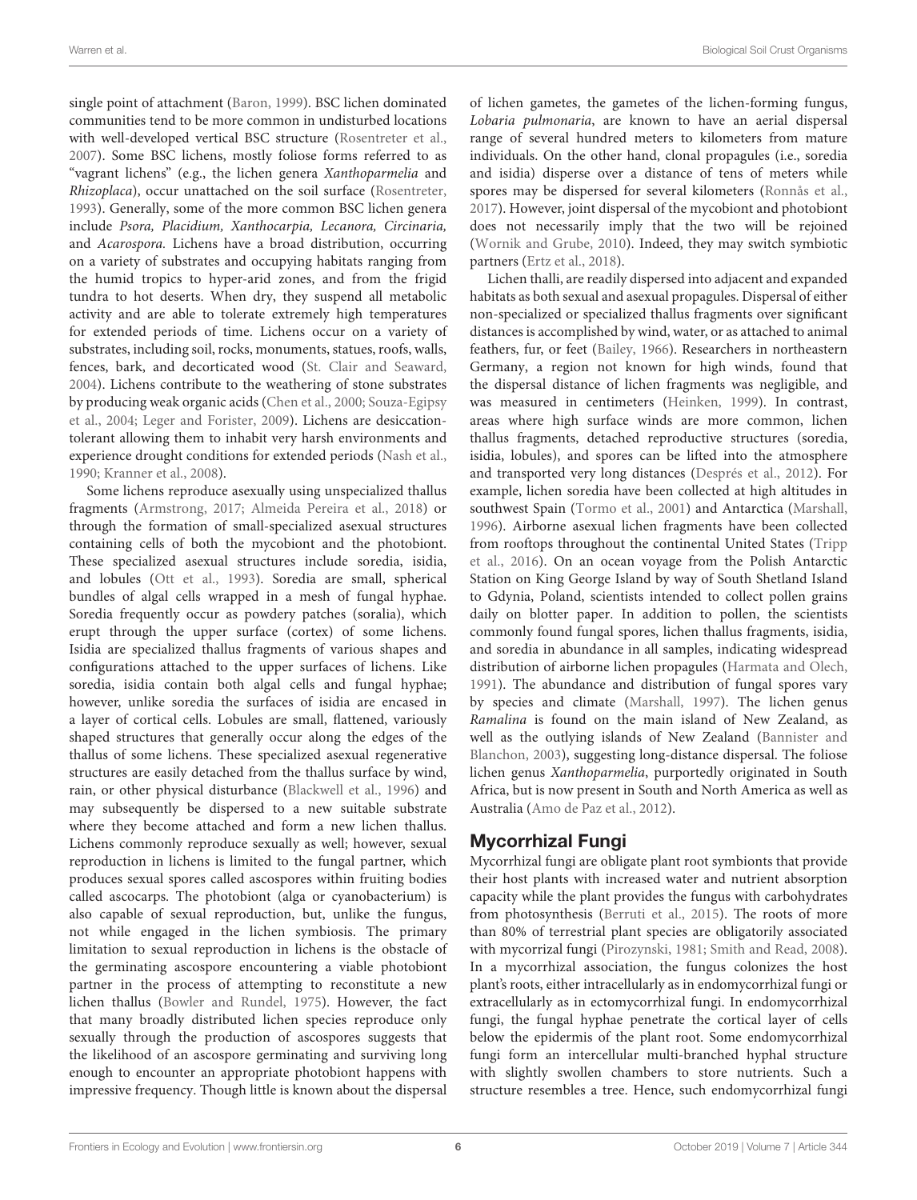single point of attachment (Baron, 1999). BSC lichen dominated communities tend to be more common in undisturbed locations with well-developed vertical BSC structure (Rosentreter et al., 2007). Some BSC lichens, mostly foliose forms referred to as "vagrant lichens" (e.g., the lichen genera *Xanthoparmelia* and *Rhizoplaca*), occur unattached on the soil surface (Rosentreter, 1993). Generally, some of the more common BSC lichen genera include *Psora, Placidium, Xanthocarpia, Lecanora, Circinaria,* and *Acarospora.* Lichens have a broad distribution, occurring on a variety of substrates and occupying habitats ranging from the humid tropics to hyper-arid zones, and from the frigid tundra to hot deserts. When dry, they suspend all metabolic activity and are able to tolerate extremely high temperatures for extended periods of time. Lichens occur on a variety of substrates, including soil, rocks, monuments, statues, roofs, walls, fences, bark, and decorticated wood (St. Clair and Seaward, 2004). Lichens contribute to the weathering of stone substrates by producing weak organic acids (Chen et al., 2000; Souza-Egipsy et al., 2004; Leger and Forister, 2009). Lichens are desiccation-tolerant allowing them to inhabit very harsh environments and experience drought conditions for extended periods (Nash et al., 1990; Kranner et al., 2008).

Some lichens reproduce asexually using unspecialized thallus fragments (Armstrong, 2017; Almeida Pereira et al., 2018) or through the formation of small-specialized asexual structures containing cells of both the mycobiont and the photobiont. These specialized asexual structures include soredia, isidia, and lobules (Ott et al., 1993). Soredia are small, spherical bundles of algal cells wrapped in a mesh of fungal hyphae. Soredia frequently occur as powdery patches (soralia), which erupt through the upper surface (cortex) of some lichens. Isidia are specialized thallus fragments of various shapes and configurations attached to the upper surfaces of lichens. Like soredia, isidia contain both algal cells and fungal hyphae; however, unlike soredia the surfaces of isidia are encased in a layer of cortical cells. Lobules are small, flattened, variously shaped structures that generally occur along the edges of the thallus of some lichens. These specialized asexual regenerative structures are easily detached from the thallus surface by wind, rain, or other physical disturbance (Blackwell et al., 1996) and may subsequently be dispersed to a new suitable substrate where they become attached and form a new lichen thallus. Lichens commonly reproduce sexually as well; however, sexual reproduction in lichens is limited to the fungal partner, which produces sexual spores called ascospores within fruiting bodies called ascocarps. The photobiont (alga or cyanobacterium) is also capable of sexual reproduction, but, unlike the fungus, not while engaged in the lichen symbiosis. The primary limitation to sexual reproduction in lichens is the obstacle of the germinating ascospore encountering a viable photobiont partner in the process of attempting to reconstitute a new lichen thallus (Bowler and Rundel, 1975). However, the fact that many broadly distributed lichen species reproduce only sexually through the production of ascospores suggests that the likelihood of an ascospore germinating and surviving long enough to encounter an appropriate photobiont happens with impressive frequency. Though little is known about the dispersal of lichen gametes, the gametes of the lichen-forming fungus, *Lobaria pulmonaria*, are known to have an aerial dispersal range of several hundred meters to kilometers from mature individuals. On the other hand, clonal propagules (i.e., soredia and isidia) disperse over a distance of tens of meters while spores may be dispersed for several kilometers (Ronnås et al., 2017). However, joint dispersal of the mycobiont and photobiont does not necessarily imply that the two will be rejoined (Wornik and Grube, 2010). Indeed, they may switch symbiotic partners (Ertz et al., 2018).

Lichen thalli, are readily dispersed into adjacent and expanded habitats as both sexual and asexual propagules. Dispersal of either non-specialized or specialized thallus fragments over significant distances is accomplished by wind, water, or as attached to animal feathers, fur, or feet (Bailey, 1966). Researchers in northeastern Germany, a region not known for high winds, found that the dispersal distance of lichen fragments was negligible, and was measured in centimeters (Heinken, 1999). In contrast, areas where high surface winds are more common, lichen thallus fragments, detached reproductive structures (soredia, isidia, lobules), and spores can be lifted into the atmosphere and transported very long distances (Després et al., 2012). For example, lichen soredia have been collected at high altitudes in southwest Spain (Tormo et al., 2001) and Antarctica (Marshall, 1996). Airborne asexual lichen fragments have been collected from rooftops throughout the continental United States (Tripp et al., 2016). On an ocean voyage from the Polish Antarctic Station on King George Island by way of South Shetland Island to Gdynia, Poland, scientists intended to collect pollen grains daily on blotter paper. In addition to pollen, the scientists commonly found fungal spores, lichen thallus fragments, isidia, and soredia in abundance in all samples, indicating widespread distribution of airborne lichen propagules (Harmata and Olech, 1991). The abundance and distribution of fungal spores vary by species and climate (Marshall, 1997). The lichen genus *Ramalina* is found on the main island of New Zealand, as well as the outlying islands of New Zealand (Bannister and Blanchon, 2003), suggesting long-distance dispersal. The foliose lichen genus *Xanthoparmelia*, purportedly originated in South Africa, but is now present in South and North America as well as Australia (Amo de Paz et al., 2012).

## Mycorrhizal Fungi

Mycorrhizal fungi are obligate plant root symbionts that provide their host plants with increased water and nutrient absorption capacity while the plant provides the fungus with carbohydrates from photosynthesis (Berruti et al., 2015). The roots of more than 80% of terrestrial plant species are obligatorily associated with mycorrhizal fungi (Pirozynski, 1981; Smith and Read, 2008). In a mycorrhizal association, the fungus colonizes the host plant's roots, either intracellularly as in endomycorrhizal fungi or extracellularly as in ectomycorrhizal fungi. In endomycorrhizal fungi, the fungal hyphae penetrate the cortical layer of cells below the epidermis of the plant root. Some endomycorrhizal fungi form an intercellular multi-branched hyphal structure with slightly swollen chambers to store nutrients. Such a structure resembles a tree. Hence, such endomycorrhizal fungi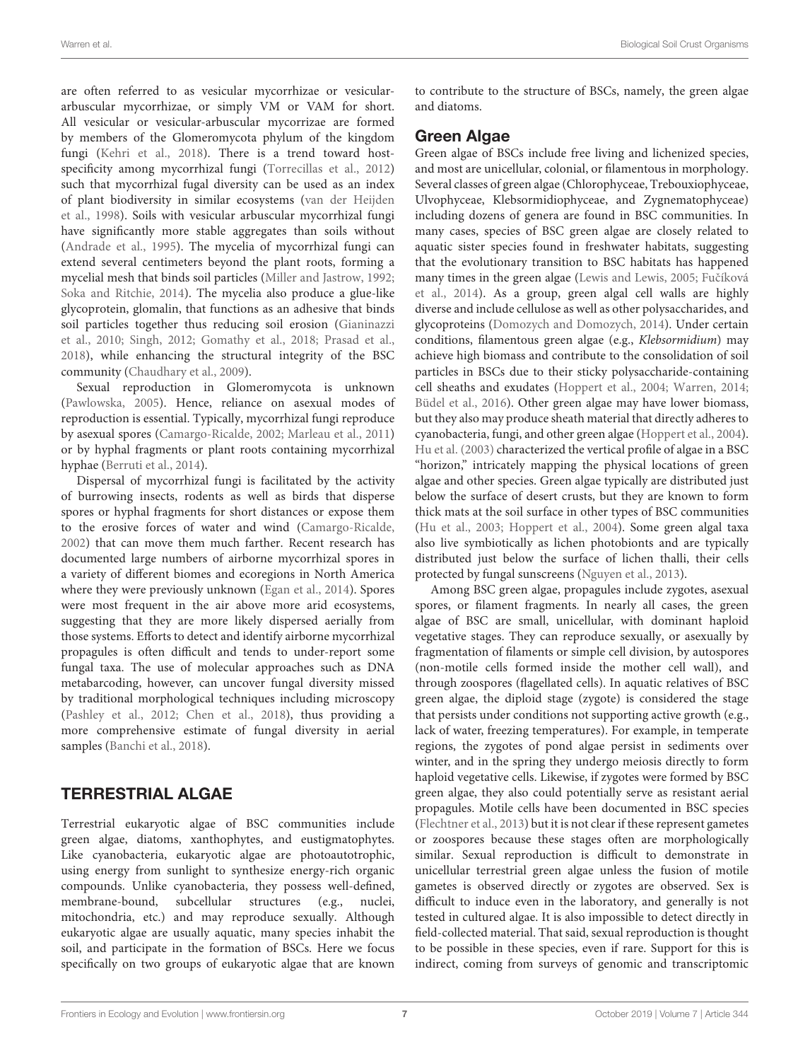are often referred to as vesicular mycorrhizae or vesicular-arbuscular mycorrhizae, or simply VM or VAM for short. All vesicular or vesicular-arbuscular mycorrizae are formed by members of the Glomeromycota phylum of the kingdom fungi (Kehri et al., 2018). There is a trend toward host-specificity among mycorrhizal fungi (Torrecillas et al., 2012) such that mycorrhizal fugal diversity can be used as an index of plant biodiversity in similar ecosystems (van der Heijden et al., 1998). Soils with vesicular arbuscular mycorrhizal fungi have significantly more stable aggregates than soils without (Andrade et al., 1995). The mycelia of mycorrhizal fungi can extend several centimeters beyond the plant roots, forming a mycelial mesh that binds soil particles (Miller and Jastrow, 1992; Soka and Ritchie, 2014). The mycelia also produce a glue-like glycoprotein, glomalin, that functions as an adhesive that binds soil particles together thus reducing soil erosion (Gianinazzi et al., 2010; Singh, 2012; Gomathy et al., 2018; Prasad et al., 2018), while enhancing the structural integrity of the BSC community (Chaudhary et al., 2009).

Sexual reproduction in Glomeromycota is unknown (Pawlowska, 2005). Hence, reliance on asexual modes of reproduction is essential. Typically, mycorrhizal fungi reproduce by asexual spores (Camargo-Ricalde, 2002; Marleau et al., 2011) or by hyphal fragments or plant roots containing mycorrhizal hyphae (Berruti et al., 2014).

Dispersal of mycorrhizal fungi is facilitated by the activity of burrowing insects, rodents as well as birds that disperse spores or hyphal fragments for short distances or expose them to the erosive forces of water and wind (Camargo-Ricalde, 2002) that can move them much farther. Recent research has documented large numbers of airborne mycorrhizal spores in a variety of different biomes and ecoregions in North America where they were previously unknown (Egan et al., 2014). Spores were most frequent in the air above more arid ecosystems, suggesting that they are more likely dispersed aerially from those systems. Efforts to detect and identify airborne mycorrhizal propagules is often difficult and tends to under-report some fungal taxa. The use of molecular approaches such as DNA metabarcoding, however, can uncover fungal diversity missed by traditional morphological techniques including microscopy (Pashley et al., 2012; Chen et al., 2018), thus providing a more comprehensive estimate of fungal diversity in aerial samples (Banchi et al., 2018).

## TERRESTRIAL ALGAE

Terrestrial eukaryotic algae of BSC communities include green algae, diatoms, xanthophytes, and eustigmatophytes. Like cyanobacteria, eukaryotic algae are photoautotrophic, using energy from sunlight to synthesize energy-rich organic compounds. Unlike cyanobacteria, they possess well-defined, membrane-bound, subcellular structures (e.g., nuclei, mitochondria, etc.) and may reproduce sexually. Although eukaryotic algae are usually aquatic, many species inhabit the soil, and participate in the formation of BSCs. Here we focus specifically on two groups of eukaryotic algae that are known to contribute to the structure of BSCs, namely, the green algae and diatoms.

### Green Algae

Green algae of BSCs include free living and lichenized species, and most are unicellular, colonial, or filamentous in morphology. Several classes of green algae (Chlorophyceae, Trebouxiophyceae, Ulvophyceae, Klebsormidiophyceae, and Zygnematophyceae) including dozens of genera are found in BSC communities. In many cases, species of BSC green algae are closely related to aquatic sister species found in freshwater habitats, suggesting that the evolutionary transition to BSC habitats has happened many times in the green algae (Lewis and Lewis, 2005; Fučíková et al., 2014). As a group, green algal cell walls are highly diverse and include cellulose as well as other polysaccharides, and glycoproteins (Domozych and Domozych, 2014). Under certain conditions, filamentous green algae (e.g., *Klebsormidium*) may achieve high biomass and contribute to the consolidation of soil particles in BSCs due to their sticky polysaccharide-containing cell sheaths and exudates (Hoppert et al., 2004; Warren, 2014; Büdel et al., 2016). Other green algae may have lower biomass, but they also may produce sheath material that directly adheres to cyanobacteria, fungi, and other green algae (Hoppert et al., 2004). Hu et al. (2003) characterized the vertical profile of algae in a BSC "horizon," intricately mapping the physical locations of green algae and other species. Green algae typically are distributed just below the surface of desert crusts, but they are known to form thick mats at the soil surface in other types of BSC communities (Hu et al., 2003; Hoppert et al., 2004). Some green algal taxa also live symbiotically as lichen photobionts and are typically distributed just below the surface of lichen thalli, their cells protected by fungal sunscreens (Nguyen et al., 2013).

Among BSC green algae, propagules include zygotes, asexual spores, or filament fragments. In nearly all cases, the green algae of BSC are small, unicellular, with dominant haploid vegetative stages. They can reproduce sexually, or asexually by fragmentation of filaments or simple cell division, by autospores (non-motile cells formed inside the mother cell wall), and through zoospores (flagellated cells). In aquatic relatives of BSC green algae, the diploid stage (zygote) is considered the stage that persists under conditions not supporting active growth (e.g., lack of water, freezing temperatures). For example, in temperate regions, the zygotes of pond algae persist in sediments over winter, and in the spring they undergo meiosis directly to form haploid vegetative cells. Likewise, if zygotes were formed by BSC green algae, they also could potentially serve as resistant aerial propagules. Motile cells have been documented in BSC species (Flechtner et al., 2013) but it is not clear if these represent gametes or zoospores because these stages often are morphologically similar. Sexual reproduction is difficult to demonstrate in unicellular terrestrial green algae unless the fusion of motile gametes is observed directly or zygotes are observed. Sex is difficult to induce even in the laboratory, and generally is not tested in cultured algae. It is also impossible to detect directly in field-collected material. That said, sexual reproduction is thought to be possible in these species, even if rare. Support for this is indirect, coming from surveys of genomic and transcriptomic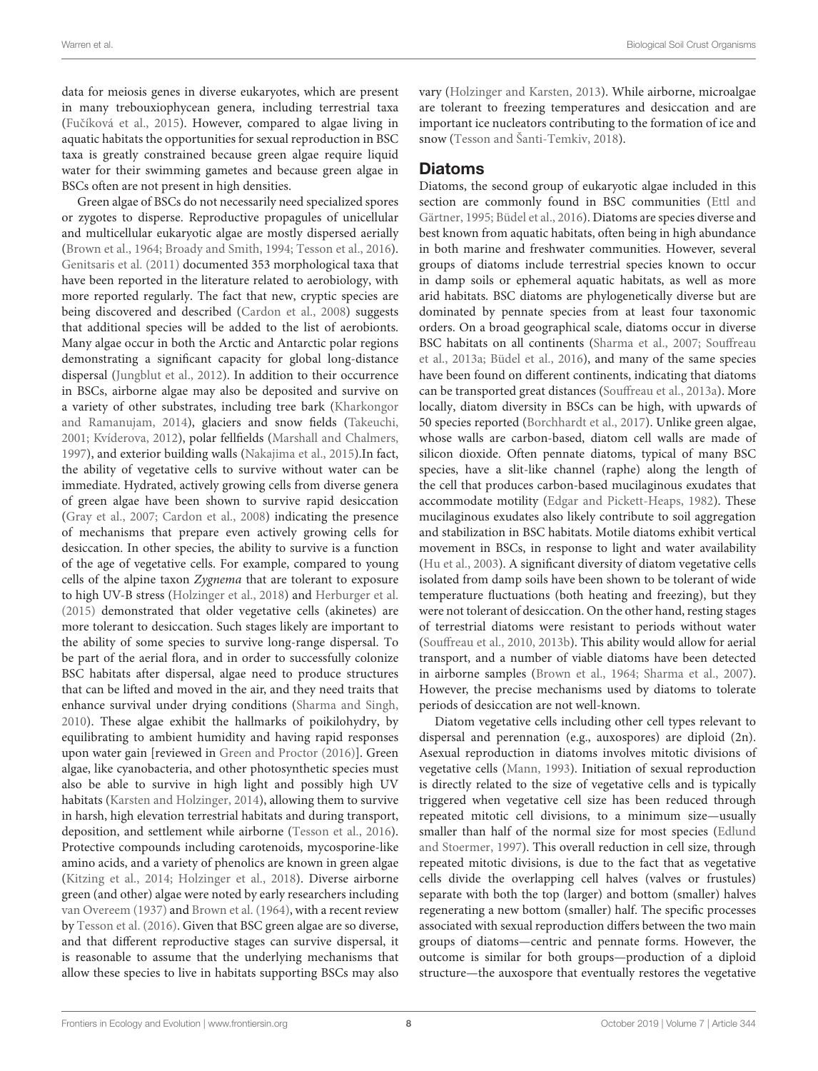data for meiosis genes in diverse eukaryotes, which are present in many trebouxiophycean genera, including terrestrial taxa (Fučíková et al., 2015). However, compared to algae living in aquatic habitats the opportunities for sexual reproduction in BSC taxa is greatly constrained because green algae require liquid water for their swimming gametes and because green algae in BSCs often are not present in high densities.

Green algae of BSCs do not necessarily need specialized spores or zygotes to disperse. Reproductive propagules of unicellular and multicellular eukaryotic algae are mostly dispersed aerially (Brown et al., 1964; Broady and Smith, 1994; Tesson et al., 2016). Genitsaris et al. (2011) documented 353 morphological taxa that have been reported in the literature related to aerobiology, with more reported regularly. The fact that new, cryptic species are being discovered and described (Cardon et al., 2008) suggests that additional species will be added to the list of aerobionts. Many algae occur in both the Arctic and Antarctic polar regions demonstrating a significant capacity for global long-distance dispersal (Jungblut et al., 2012). In addition to their occurrence in BSCs, airborne algae may also be deposited and survive on a variety of other substrates, including tree bark (Kharkongor and Ramanujam, 2014), glaciers and snow fields (Takeuchi, 2001; Kvíderova, 2012), polar fellfields (Marshall and Chalmers, 1997), and exterior building walls (Nakajima et al., 2015).In fact, the ability of vegetative cells to survive without water can be immediate. Hydrated, actively growing cells from diverse genera of green algae have been shown to survive rapid desiccation (Gray et al., 2007; Cardon et al., 2008) indicating the presence of mechanisms that prepare even actively growing cells for desiccation. In other species, the ability to survive is a function of the age of vegetative cells. For example, compared to young cells of the alpine taxon *Zygnema* that are tolerant to exposure to high UV-B stress (Holzinger et al., 2018) and Herburger et al. (2015) demonstrated that older vegetative cells (akinetes) are more tolerant to desiccation. Such stages likely are important to the ability of some species to survive long-range dispersal. To be part of the aerial flora, and in order to successfully colonize BSC habitats after dispersal, algae need to produce structures that can be lifted and moved in the air, and they need traits that enhance survival under drying conditions (Sharma and Singh, 2010). These algae exhibit the hallmarks of poikilohydry, by equilibrating to ambient humidity and having rapid responses upon water gain [reviewed in Green and Proctor (2016)]. Green algae, like cyanobacteria, and other photosynthetic species must also be able to survive in high light and possibly high UV habitats (Karsten and Holzinger, 2014), allowing them to survive in harsh, high elevation terrestrial habitats and during transport, deposition, and settlement while airborne (Tesson et al., 2016). Protective compounds including carotenoids, mycosporine-like amino acids, and a variety of phenolics are known in green algae (Kitzing et al., 2014; Holzinger et al., 2018). Diverse airborne green (and other) algae were noted by early researchers including van Overeem (1937) and Brown et al. (1964), with a recent review by Tesson et al. (2016). Given that BSC green algae are so diverse, and that different reproductive stages can survive dispersal, it is reasonable to assume that the underlying mechanisms that allow these species to live in habitats supporting BSCs may also vary (Holzinger and Karsten, 2013). While airborne, microalgae are tolerant to freezing temperatures and desiccation and are important ice nucleators contributing to the formation of ice and snow (Tesson and Šanti-Temkiv, 2018).

## Diatoms

Diatoms, the second group of eukaryotic algae included in this section are commonly found in BSC communities (Ettl and Gärtner, 1995; Büdel et al., 2016). Diatoms are species diverse and best known from aquatic habitats, often being in high abundance in both marine and freshwater communities. However, several groups of diatoms include terrestrial species known to occur in damp soils or ephemeral aquatic habitats, as well as more arid habitats. BSC diatoms are phylogenetically diverse but are dominated by pennate species from at least four taxonomic orders. On a broad geographical scale, diatoms occur in diverse BSC habitats on all continents (Sharma et al., 2007; Souffreau et al., 2013a; Büdel et al., 2016), and many of the same species have been found on different continents, indicating that diatoms can be transported great distances (Souffreau et al., 2013a). More locally, diatom diversity in BSCs can be high, with upwards of 50 species reported (Borchhardt et al., 2017). Unlike green algae, whose walls are carbon-based, diatom cell walls are made of silicon dioxide. Often pennate diatoms, typical of many BSC species, have a slit-like channel (raphe) along the length of the cell that produces carbon-based mucilaginous exudates that accommodate motility (Edgar and Pickett-Heaps, 1982). These mucilaginous exudates also likely contribute to soil aggregation and stabilization in BSC habitats. Motile diatoms exhibit vertical movement in BSCs, in response to light and water availability (Hu et al., 2003). A significant diversity of diatom vegetative cells isolated from damp soils have been shown to be tolerant of wide temperature fluctuations (both heating and freezing), but they were not tolerant of desiccation. On the other hand, resting stages of terrestrial diatoms were resistant to periods without water (Souffreau et al., 2010, 2013b). This ability would allow for aerial transport, and a number of viable diatoms have been detected in airborne samples (Brown et al., 1964; Sharma et al., 2007). However, the precise mechanisms used by diatoms to tolerate periods of desiccation are not well-known.

Diatom vegetative cells including other cell types relevant to dispersal and perennation (e.g., auxospores) are diploid (2n). Asexual reproduction in diatoms involves mitotic divisions of vegetative cells (Mann, 1993). Initiation of sexual reproduction is directly related to the size of vegetative cells and is typically triggered when vegetative cell size has been reduced through repeated mitotic cell divisions, to a minimum size—usually smaller than half of the normal size for most species (Edlund and Stoermer, 1997). This overall reduction in cell size, through repeated mitotic divisions, is due to the fact that as vegetative cells divide the overlapping cell halves (valves or frustules) separate with both the top (larger) and bottom (smaller) halves regenerating a new bottom (smaller) half. The specific processes associated with sexual reproduction differs between the two main groups of diatoms—centric and pennate forms. However, the outcome is similar for both groups—production of a diploid structure—the auxospore that eventually restores the vegetative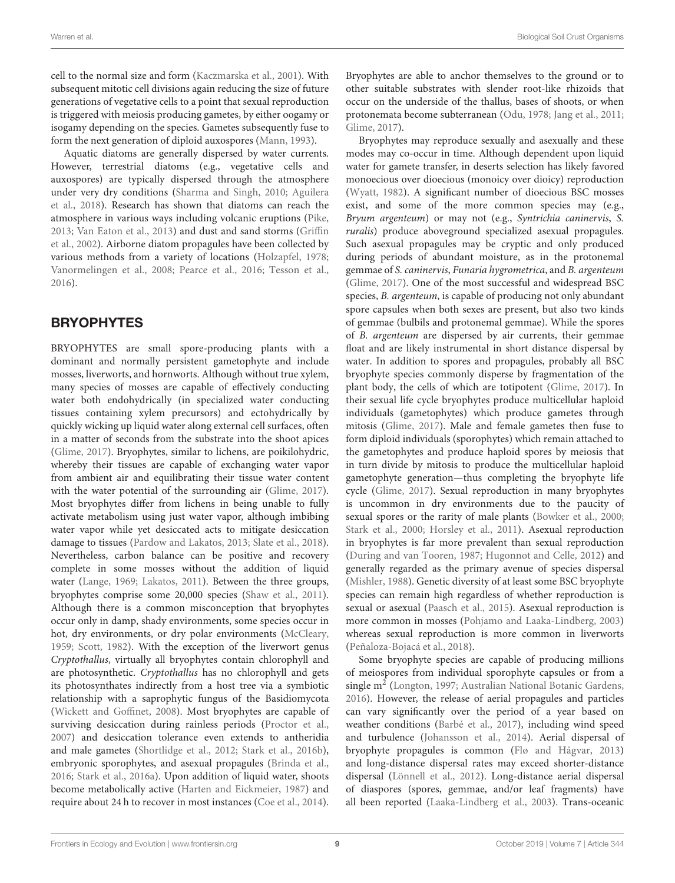cell to the normal size and form (Kaczmarska et al., 2001). With subsequent mitotic cell divisions again reducing the size of future generations of vegetative cells to a point that sexual reproduction is triggered with meiosis producing gametes, by either oogamy or isogamy depending on the species. Gametes subsequently fuse to form the next generation of diploid auxospores (Mann, 1993).

Aquatic diatoms are generally dispersed by water currents. However, terrestrial diatoms (e.g., vegetative cells and auxospores) are typically dispersed through the atmosphere under very dry conditions (Sharma and Singh, 2010; Aguilera et al., 2018). Research has shown that diatoms can reach the atmosphere in various ways including volcanic eruptions (Pike, 2013; Van Eaton et al., 2013) and dust and sand storms (Griffin et al., 2002). Airborne diatom propagules have been collected by various methods from a variety of locations (Holzapfel, 1978; Vanormelingen et al., 2008; Pearce et al., 2016; Tesson et al., 2016).

## BRYOPHYTES

BRYOPHYTES are small spore-producing plants with a dominant and normally persistent gametophyte and include mosses, liverworts, and hornworts. Although without true xylem, many species of mosses are capable of effectively conducting water both endohydrically (in specialized water conducting tissues containing xylem precursors) and ectohydrically by quickly wicking up liquid water along external cell surfaces, often in a matter of seconds from the substrate into the shoot apices (Glime, 2017). Bryophytes, similar to lichens, are poikilohydric, whereby their tissues are capable of exchanging water vapor from ambient air and equilibrating their tissue water content with the water potential of the surrounding air (Glime, 2017). Most bryophytes differ from lichens in being unable to fully activate metabolism using just water vapor, although imbibing water vapor while yet desiccated acts to mitigate desiccation damage to tissues (Pardow and Lakatos, 2013; Slate et al., 2018). Nevertheless, carbon balance can be positive and recovery complete in some mosses without the addition of liquid water (Lange, 1969; Lakatos, 2011). Between the three groups, bryophytes comprise some 20,000 species (Shaw et al., 2011). Although there is a common misconception that bryophytes occur only in damp, shady environments, some species occur in hot, dry environments, or dry polar environments (McCleary, 1959; Scott, 1982). With the exception of the liverwort genus *Cryptothallus*, virtually all bryophytes contain chlorophyll and are photosynthetic. *Cryptothallus* has no chlorophyll and gets its photosynthates indirectly from a host tree via a symbiotic relationship with a saprophytic fungus of the Basidiomycota (Wickett and Goffinet, 2008). Most bryophytes are capable of surviving desiccation during rainless periods (Proctor et al., 2007) and desiccation tolerance even extends to antheridia and male gametes (Shortlidge et al., 2012; Stark et al., 2016b), embryonic sporophytes, and asexual propagules (Brinda et al., 2016; Stark et al., 2016a). Upon addition of liquid water, shoots become metabolically active (Harten and Eickmeier, 1987) and require about 24 h to recover in most instances (Coe et al., 2014). Bryophytes are able to anchor themselves to the ground or to other suitable substrates with slender root-like rhizoids that occur on the underside of the thallus, bases of shoots, or when protonemata become subterranean (Odu, 1978; Jang et al., 2011; Glime, 2017).

Bryophytes may reproduce sexually and asexually and these modes may co-occur in time. Although dependent upon liquid water for gamete transfer, in deserts selection has likely favored monoecious over dioecious (monoicy over dioicy) reproduction (Wyatt, 1982). A significant number of dioecious BSC mosses exist, and some of the more common species may (e.g., *Bryum argenteum*) or may not (e.g., *Syntrichia caninervis*, *S. ruralis*) produce aboveground specialized asexual propagules. Such asexual propagules may be cryptic and only produced during periods of abundant moisture, as in the protonemal gemmae of *S. caninervis*, *Funaria hygrometrica*, and *B. argenteum* (Glime, 2017). One of the most successful and widespread BSC species, *B. argenteum*, is capable of producing not only abundant spore capsules when both sexes are present, but also two kinds of gemmae (bulbils and protonemal gemmae). While the spores of *B. argenteum* are dispersed by air currents, their gemmae float and are likely instrumental in short distance dispersal by water. In addition to spores and propagules, probably all BSC bryophyte species commonly disperse by fragmentation of the plant body, the cells of which are totipotent (Glime, 2017). In their sexual life cycle bryophytes produce multicellular haploid individuals (gametophytes) which produce gametes through mitosis (Glime, 2017). Male and female gametes then fuse to form diploid individuals (sporophytes) which remain attached to the gametophytes and produce haploid spores by meiosis that in turn divide by mitosis to produce the multicellular haploid gametophyte generation—thus completing the bryophyte life cycle (Glime, 2017). Sexual reproduction in many bryophytes is uncommon in dry environments due to the paucity of sexual spores or the rarity of male plants (Bowker et al., 2000; Stark et al., 2000; Horsley et al., 2011). Asexual reproduction in bryophytes is far more prevalent than sexual reproduction (During and van Tooren, 1987; Hugonnot and Celle, 2012) and generally regarded as the primary avenue of species dispersal (Mishler, 1988). Genetic diversity of at least some BSC bryophyte species can remain high regardless of whether reproduction is sexual or asexual (Paasch et al., 2015). Asexual reproduction is more common in mosses (Pohjamo and Laaka-Lindberg, 2003) whereas sexual reproduction is more common in liverworts (Peñaloza-Bojacá et al., 2018).

Some bryophyte species are capable of producing millions of meiospores from individual sporophyte capsules or from a single $m^2$ (Longton, 1997; Australian National Botanic Gardens, 2016). However, the release of aerial propagules and particles can vary significantly over the period of a year based on weather conditions (Barbé et al., 2017), including wind speed and turbulence (Johansson et al., 2014). Aerial dispersal of bryophyte propagules is common (Flø and Hågvar, 2013) and long-distance dispersal rates may exceed shorter-distance dispersal (Lönnell et al., 2012). Long-distance aerial dispersal of diaspores (spores, gemmae, and/or leaf fragments) have all been reported (Laaka-Lindberg et al., 2003). Trans-oceanic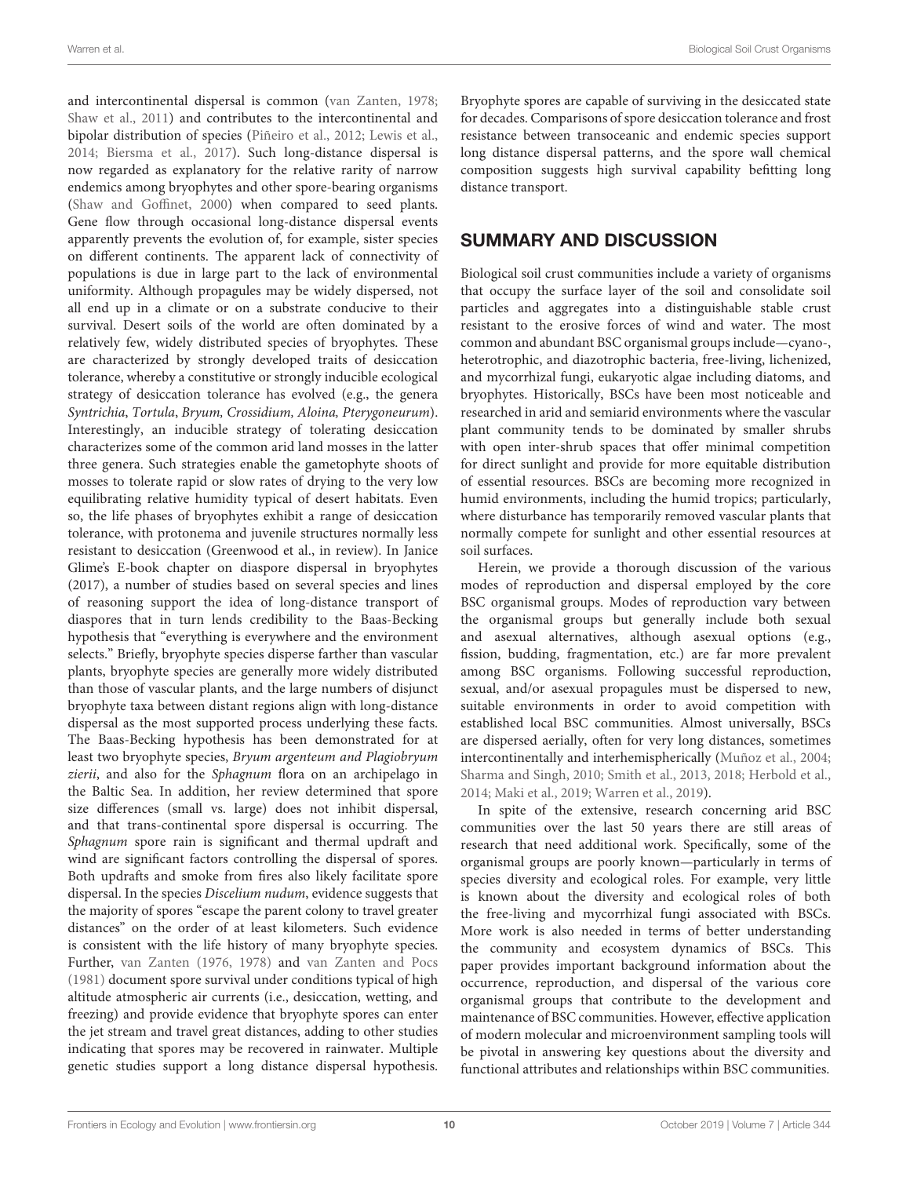and intercontinental dispersal is common (van Zanten, 1978; Shaw et al., 2011) and contributes to the intercontinental and bipolar distribution of species (Piñeiro et al., 2012; Lewis et al., 2014; Biersma et al., 2017). Such long-distance dispersal is now regarded as explanatory for the relative rarity of narrow endemics among bryophytes and other spore-bearing organisms (Shaw and Goffinet, 2000) when compared to seed plants. Gene flow through occasional long-distance dispersal events apparently prevents the evolution of, for example, sister species on different continents. The apparent lack of connectivity of populations is due in large part to the lack of environmental uniformity. Although propagules may be widely dispersed, not all end up in a climate or on a substrate conducive to their survival. Desert soils of the world are often dominated by a relatively few, widely distributed species of bryophytes. These are characterized by strongly developed traits of desiccation tolerance, whereby a constitutive or strongly inducible ecological strategy of desiccation tolerance has evolved (e.g., the genera *Syntrichia*, *Tortula*, *Bryum, Crossidium, Aloina, Pterygoneurum*). Interestingly, an inducible strategy of tolerating desiccation characterizes some of the common arid land mosses in the latter three genera. Such strategies enable the gametophyte shoots of mosses to tolerate rapid or slow rates of drying to the very low equilibrating relative humidity typical of desert habitats. Even so, the life phases of bryophytes exhibit a range of desiccation tolerance, with protonema and juvenile structures normally less resistant to desiccation (Greenwood et al., in review). In Janice Glime's E-book chapter on diaspore dispersal in bryophytes (2017), a number of studies based on several species and lines of reasoning support the idea of long-distance transport of diaspores that in turn lends credibility to the Baas-Becking hypothesis that "everything is everywhere and the environment selects." Briefly, bryophyte species disperse farther than vascular plants, bryophyte species are generally more widely distributed than those of vascular plants, and the large numbers of disjunct bryophyte taxa between distant regions align with long-distance dispersal as the most supported process underlying these facts. The Baas-Becking hypothesis has been demonstrated for at least two bryophyte species, *Bryum argenteum and Plagiobryum zierii*, and also for the *Sphagnum* flora on an archipelago in the Baltic Sea. In addition, her review determined that spore size differences (small vs. large) does not inhibit dispersal, and that trans-continental spore dispersal is occurring. The *Sphagnum* spore rain is significant and thermal updraft and wind are significant factors controlling the dispersal of spores. Both updrafts and smoke from fires also likely facilitate spore dispersal. In the species *Discelium nudum*, evidence suggests that the majority of spores "escape the parent colony to travel greater distances" on the order of at least kilometers. Such evidence is consistent with the life history of many bryophyte species. Further, van Zanten (1976, 1978) and van Zanten and Pocs (1981) document spore survival under conditions typical of high altitude atmospheric air currents (i.e., desiccation, wetting, and freezing) and provide evidence that bryophyte spores can enter the jet stream and travel great distances, adding to other studies indicating that spores may be recovered in rainwater. Multiple genetic studies support a long distance dispersal hypothesis. Bryophyte spores are capable of surviving in the desiccated state for decades. Comparisons of spore desiccation tolerance and frost resistance between transoceanic and endemic species support long distance dispersal patterns, and the spore wall chemical composition suggests high survival capability befitting long distance transport.

## SUMMARY AND DISCUSSION

Biological soil crust communities include a variety of organisms that occupy the surface layer of the soil and consolidate soil particles and aggregates into a distinguishable stable crust resistant to the erosive forces of wind and water. The most common and abundant BSC organismal groups include—cyano-, heterotrophic, and diazotrophic bacteria, free-living, lichenized, and mycorrhizal fungi, eukaryotic algae including diatoms, and bryophytes. Historically, BSCs have been most noticeable and researched in arid and semiarid environments where the vascular plant community tends to be dominated by smaller shrubs with open inter-shrub spaces that offer minimal competition for direct sunlight and provide for more equitable distribution of essential resources. BSCs are becoming more recognized in humid environments, including the humid tropics; particularly, where disturbance has temporarily removed vascular plants that normally compete for sunlight and other essential resources at soil surfaces.

Herein, we provide a thorough discussion of the various modes of reproduction and dispersal employed by the core BSC organismal groups. Modes of reproduction vary between the organismal groups but generally include both sexual and asexual alternatives, although asexual options (e.g., fission, budding, fragmentation, etc.) are far more prevalent among BSC organisms. Following successful reproduction, sexual, and/or asexual propagules must be dispersed to new, suitable environments in order to avoid competition with established local BSC communities. Almost universally, BSCs are dispersed aerially, often for very long distances, sometimes intercontinentally and interhemispherically (Muñoz et al., 2004; Sharma and Singh, 2010; Smith et al., 2013, 2018; Herbold et al., 2014; Maki et al., 2019; Warren et al., 2019).

In spite of the extensive, research concerning arid BSC communities over the last 50 years there are still areas of research that need additional work. Specifically, some of the organismal groups are poorly known—particularly in terms of species diversity and ecological roles. For example, very little is known about the diversity and ecological roles of both the free-living and mycorrhizal fungi associated with BSCs. More work is also needed in terms of better understanding the community and ecosystem dynamics of BSCs. This paper provides important background information about the occurrence, reproduction, and dispersal of the various core organismal groups that contribute to the development and maintenance of BSC communities. However, effective application of modern molecular and microenvironment sampling tools will be pivotal in answering key questions about the diversity and functional attributes and relationships within BSC communities.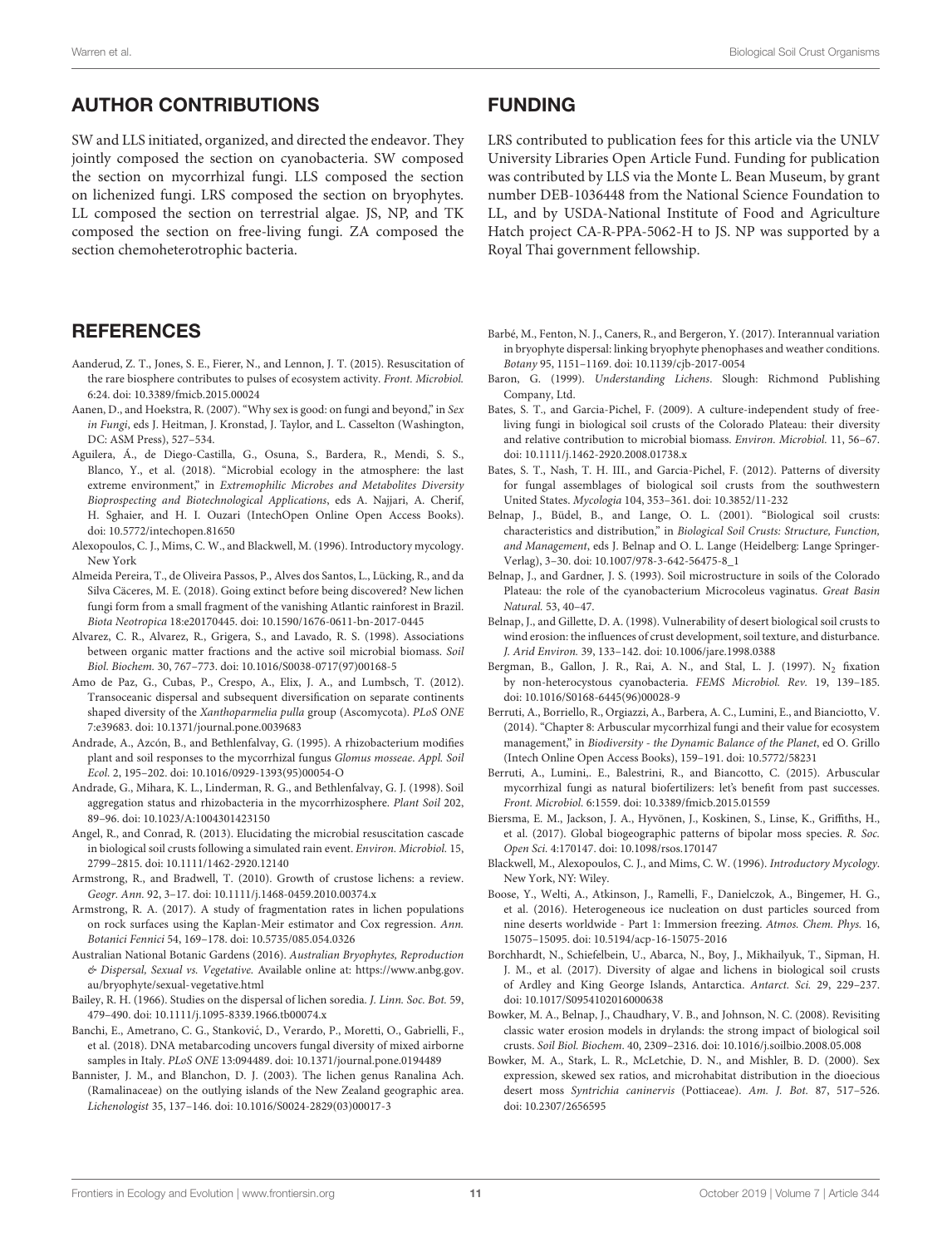## AUTHOR CONTRIBUTIONS

SW and LLS initiated, organized, and directed the endeavor. They jointly composed the section on cyanobacteria. SW composed the section on mycorrhizal fungi. LLS composed the section on lichenized fungi. LRS composed the section on bryophytes. LL composed the section on terrestrial algae. JS, NP, and TK composed the section on free-living fungi. ZA composed the section chemoheterotrophic bacteria.

## FUNDING

LRS contributed to publication fees for this article via the UNLV University Libraries Open Article Fund. Funding for publication was contributed by LLS via the Monte L. Bean Museum, by grant number DEB-1036448 from the National Science Foundation to LL, and by USDA-National Institute of Food and Agriculture Hatch project CA-R-PPA-5062-H to JS. NP was supported by a Royal Thai government fellowship.

## REFERENCES

Aanderud, Z. T., Jones, S. E., Fierer, N., and Lennon, J. T. (2015). Resuscitation of the rare biosphere contributes to pulses of ecosystem activity. *Front. Microbiol.* 6:24. doi: 10.3389/fmicb.2015.00024

Aanen, D., and Hoekstra, R. (2007). "Why sex is good: on fungi and beyond," in *Sex in Fungi*, eds J. Heitman, J. Kronstad, J. Taylor, and L. Casselton (Washington, DC: ASM Press), 527–534.

Aguilera, Á., de Diego-Castilla, G., Osuna, S., Bardera, R., Mendi, S. S., Blanco, Y., et al. (2018). "Microbial ecology in the atmosphere: the last extreme environment," in *Extremophilic Microbes and Metabolites Diversity Bioprospecting and Biotechnological Applications*, eds A. Najjari, A. Cherif, H. Sghaier, and H. I. Ouzari (IntechOpen Online Open Access Books). doi: 10.5772/intechopen.81650

Alexopoulos, C. J., Mims, C. W., and Blackwell, M. (1996). Introductory mycology. New York

Almeida Pereira, T., de Oliveira Passos, P., Alves dos Santos, L., Lücking, R., and da Silva Cäceres, M. E. (2018). Going extinct before being discovered? New lichen fungi form from a small fragment of the vanishing Atlantic rainforest in Brazil. *Biota Neotropica* 18:e20170445. doi: 10.1590/1676-0611-bn-2017-0445

Alvarez, C. R., Alvarez, R., Grigera, S., and Lavado, R. S. (1998). Associations between organic matter fractions and the active soil microbial biomass. *Soil Biol. Biochem.* 30, 767–773. doi: 10.1016/S0038-0717(97)00168-5

Amo de Paz, G., Cubas, P., Crespo, A., Elix, J. A., and Lumbsch, T. (2012). Transoceanic dispersal and subsequent diversification on separate continents shaped diversity of the *Xanthoparmelia pulla* group (Ascomycota). *PLoS ONE* 7:e39683. doi: 10.1371/journal.pone.0039683

Andrade, A., Azcón, B., and Bethlenfalvay, G. (1995). A rhizobacterium modifies plant and soil responses to the mycorrhizal fungus *Glomus mosseae*. *Appl. Soil Ecol.* 2, 195–202. doi: 10.1016/0929-1393(95)00054-O

Andrade, G., Mihara, K. L., Linderman, R. G., and Bethlenfalvay, G. J. (1998). Soil aggregation status and rhizobacteria in the mycorrhizosphere. *Plant Soil* 202, 89–96. doi: 10.1023/A:1004301423150

Angel, R., and Conrad, R. (2013). Elucidating the microbial resuscitation cascade in biological soil crusts following a simulated rain event. *Environ. Microbiol.* 15, 2799–2815. doi: 10.1111/1462-2920.12140

Armstrong, R., and Bradwell, T. (2010). Growth of crustose lichens: a review. *Geogr. Ann.* 92, 3–17. doi: 10.1111/j.1468-0459.2010.00374.x

Armstrong, R. A. (2017). A study of fragmentation rates in lichen populations on rock surfaces using the Kaplan-Meir estimator and Cox regression. *Ann. Botanici Fennici* 54, 169–178. doi: 10.5735/085.054.0326

Australian National Botanic Gardens (2016). *Australian Bryophytes, Reproduction & Dispersal, Sexual vs. Vegetative.* Available online at: https://www.anbg.gov.au/bryophyte/sexual-vegetative.html

Bailey, R. H. (1966). Studies on the dispersal of lichen soredia. *J. Linn. Soc. Bot.* 59, 479–490. doi: 10.1111/j.1095-8339.1966.tb00074.x

Banchi, E., Ametrano, C. G., Stanković, D., Verardo, P., Moretti, O., Gabrielli, F., et al. (2018). DNA metabarcoding uncovers fungal diversity of mixed airborne samples in Italy. *PLoS ONE* 13:094489. doi: 10.1371/journal.pone.0194489

Bannister, J. M., and Blanchon, D. J. (2003). The lichen genus Ranalina Ach. (Ramalinaceae) on the outlying islands of the New Zealand geographic area. *Lichenologist* 35, 137–146. doi: 10.1016/S0024-2829(03)00017-3

Barbé, M., Fenton, N. J., Caners, R., and Bergeron, Y. (2017). Interannual variation in bryophyte dispersal: linking bryophyte phenophases and weather conditions. *Botany* 95, 1151–1169. doi: 10.1139/cjb-2017-0054

Baron, G. (1999). *Understanding Lichens*. Slough: Richmond Publishing Company, Ltd.

Bates, S. T., and Garcia-Pichel, F. (2009). A culture-independent study of free-living fungi in biological soil crusts of the Colorado Plateau: their diversity and relative contribution to microbial biomass. *Environ. Microbiol.* 11, 56–67. doi: 10.1111/j.1462-2920.2008.01738.x

Bates, S. T., Nash, T. H. III., and Garcia-Pichel, F. (2012). Patterns of diversity for fungal assemblages of biological soil crusts from the southwestern United States. *Mycologia* 104, 353–361. doi: 10.3852/11-232

Belnap, J., Büdel, B., and Lange, O. L. (2001). "Biological soil crusts: characteristics and distribution," in *Biological Soil Crusts: Structure, Function, and Management*, eds J. Belnap and O. L. Lange (Heidelberg: Lange Springer-Verlag), 3–30. doi: 10.1007/978-3-642-56475-8_1

Belnap, J., and Gardner, J. S. (1993). Soil microstructure in soils of the Colorado Plateau: the role of the cyanobacterium Microcoleus vaginatus. *Great Basin Natural.* 53, 40–47.

Belnap, J., and Gillette, D. A. (1998). Vulnerability of desert biological soil crusts to wind erosion: the influences of crust development, soil texture, and disturbance. *J. Arid Environ.* 39, 133–142. doi: 10.1006/jare.1998.0388

Bergman, B., Gallon, J. R., Rai, A. N., and Stal, L. J. (1997). $N_2$ fixation by non-heterocystous cyanobacteria. *FEMS Microbiol. Rev.* 19, 139–185. doi: 10.1016/S0168-6445(96)00028-9

Berruti, A., Borriello, R., Orgiazzi, A., Barbera, A. C., Lumini, E., and Bianciotto, V. (2014). "Chapter 8: Arbuscular mycorrhizal fungi and their value for ecosystem management," in *Biodiversity - the Dynamic Balance of the Planet*, ed O. Grillo (Intech Online Open Access Books), 159–191. doi: 10.5772/58231

Berruti, A., Lumini,. E., Balestrini, R., and Biancotto, C. (2015). Arbuscular mycorrhizal fungi as natural biofertilizers: let's benefit from past successes. *Front. Microbiol.* 6:1559. doi: 10.3389/fmicb.2015.01559

Biersma, E. M., Jackson, J. A., Hyvönen, J., Koskinen, S., Linse, K., Griffiths, H., et al. (2017). Global biogeographic patterns of bipolar moss species. *R. Soc. Open Sci.* 4:170147. doi: 10.1098/rsos.170147

Blackwell, M., Alexopoulos, C. J., and Mims, C. W. (1996). *Introductory Mycology*. New York, NY: Wiley.

Boose, Y., Welti, A., Atkinson, J., Ramelli, F., Danielczok, A., Bingemer, H. G., et al. (2016). Heterogeneous ice nucleation on dust particles sourced from nine deserts worldwide - Part 1: Immersion freezing. *Atmos. Chem. Phys.* 16, 15075–15095. doi: 10.5194/acp-16-15075-2016

Borchhardt, N., Schiefelbein, U., Abarca, N., Boy, J., Mikhailyuk, T., Sipman, H. J. M., et al. (2017). Diversity of algae and lichens in biological soil crusts of Ardley and King George Islands, Antarctica. *Antarct. Sci.* 29, 229–237. doi: 10.1017/S0954102016000638

Bowker, M. A., Belnap, J., Chaudhary, V. B., and Johnson, N. C. (2008). Revisiting classic water erosion models in drylands: the strong impact of biological soil crusts. *Soil Biol. Biochem.* 40, 2309–2316. doi: 10.1016/j.soilbio.2008.05.008

Bowker, M. A., Stark, L. R., McLetchie, D. N., and Mishler, B. D. (2000). Sex expression, skewed sex ratios, and microhabitat distribution in the dioecious desert moss *Syntrichia caninervis* (Pottiaceae). *Am. J. Bot.* 87, 517–526. doi: 10.2307/2656595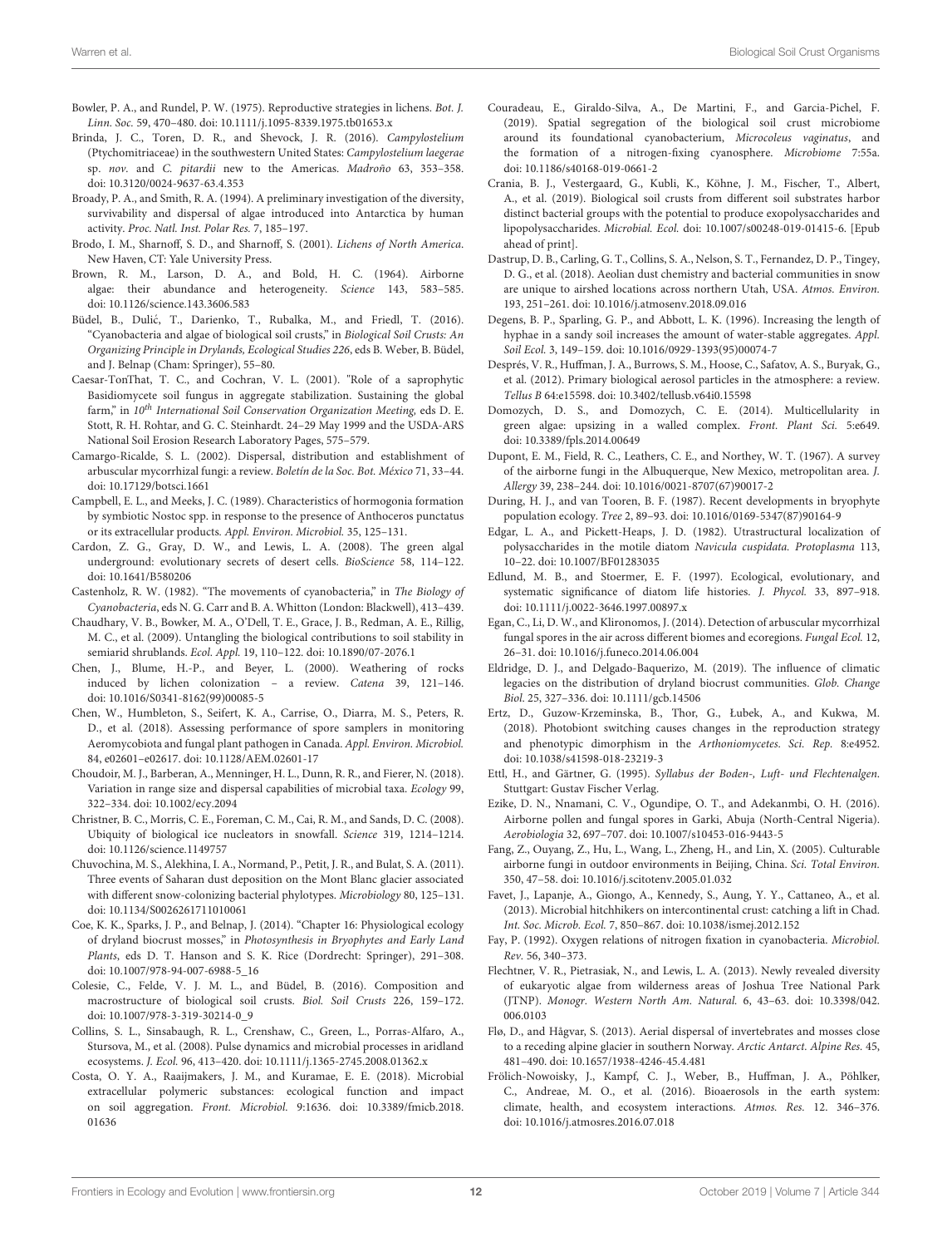Bowler, P. A., and Rundel, P. W. (1975). Reproductive strategies in lichens. *Bot. J. Linn. Soc.* 59, 470–480. doi: 10.1111/j.1095-8339.1975.tb01653.x

Brinda, J. C., Toren, D. R., and Shevock, J. R. (2016). *Campylostelium* (Ptychomitriaceae) in the southwestern United States: *Campylostelium laegerae* sp. *nov.* and *C. pitardii* new to the Americas. *Madroño* 63, 353–358. doi: 10.3120/0024-9637-63.4.353

Broady, P. A., and Smith, R. A. (1994). A preliminary investigation of the diversity, survivability and dispersal of algae introduced into Antarctica by human activity. *Proc. Natl. Inst. Polar Res.* 7, 185–197.

Brodo, I. M., Sharnoff, S. D., and Sharnoff, S. (2001). *Lichens of North America*. New Haven, CT: Yale University Press.

Brown, R. M., Larson, D. A., and Bold, H. C. (1964). Airborne algae: their abundance and heterogeneity. *Science* 143, 583–585. doi: 10.1126/science.143.3606.583

Büdel, B., Dulić, T., Darienko, T., Rubalka, M., and Friedl, T. (2016). "Cyanobacteria and algae of biological soil crusts," in *Biological Soil Crusts: An Organizing Principle in Drylands, Ecological Studies 226*, eds B. Weber, B. Büdel, and J. Belnap (Cham: Springer), 55–80.

Caesar-TonThat, T. C., and Cochran, V. L. (2001). "Role of a saprophytic Basidiomycete soil fungus in aggregate stabilization. Sustaining the global farm," in *10th International Soil Conservation Organization Meeting,* eds D. E. Stott, R. H. Rohtar, and G. C. Steinhardt. 24–29 May 1999 and the USDA-ARS National Soil Erosion Research Laboratory Pages, 575–579.

Camargo-Ricalde, S. L. (2002). Dispersal, distribution and establishment of arbuscular mycorrhizal fungi: a review. *Boletín de la Soc. Bot. México* 71, 33–44. doi: 10.17129/botsci.1661

Campbell, E. L., and Meeks, J. C. (1989). Characteristics of hormogonia formation by symbiotic Nostoc spp. in response to the presence of Anthoceros punctatus or its extracellular products. *Appl. Environ. Microbiol.* 35, 125–131.

Cardon, Z. G., Gray, D. W., and Lewis, L. A. (2008). The green algal underground: evolutionary secrets of desert cells. *BioScience* 58, 114–122. doi: 10.1641/B580206

Castenholz, R. W. (1982). "The movements of cyanobacteria," in *The Biology of Cyanobacteria*, eds N. G. Carr and B. A. Whitton (London: Blackwell), 413–439.

Chaudhary, V. B., Bowker, M. A., O'Dell, T. E., Grace, J. B., Redman, A. E., Rillig, M. C., et al. (2009). Untangling the biological contributions to soil stability in semiarid shrublands. *Ecol. Appl.* 19, 110–122. doi: 10.1890/07-2076.1

Chen, J., Blume, H.-P., and Beyer, L. (2000). Weathering of rocks induced by lichen colonization – a review. *Catena* 39, 121–146. doi: 10.1016/S0341-8162(99)00085-5

Chen, W., Humbleton, S., Seifert, K. A., Carrise, O., Diarra, M. S., Peters, R. D., et al. (2018). Assessing performance of spore samplers in monitoring Aeromycobiota and fungal plant pathogen in Canada. *Appl. Environ. Microbiol.* 84, e02601–e02617. doi: 10.1128/AEM.02601-17

Choudoir, M. J., Barberan, A., Menninger, H. L., Dunn, R. R., and Fierer, N. (2018). Variation in range size and dispersal capabilities of microbial taxa. *Ecology* 99, 322–334. doi: 10.1002/ecy.2094

Christner, B. C., Morris, C. E., Foreman, C. M., Cai, R. M., and Sands, D. C. (2008). Ubiquity of biological ice nucleators in snowfall. *Science* 319, 1214–1214. doi: 10.1126/science.1149757

Chuvochina, M. S., Alekhina, I. A., Normand, P., Petit, J. R., and Bulat, S. A. (2011). Three events of Saharan dust deposition on the Mont Blanc glacier associated with different snow-colonizing bacterial phylotypes. *Microbiology* 80, 125–131. doi: 10.1134/S0026261711010061

Coe, K. K., Sparks, J. P., and Belnap, J. (2014). "Chapter 16: Physiological ecology of dryland biocrust mosses," in *Photosynthesis in Bryophytes and Early Land Plants*, eds D. T. Hanson and S. K. Rice (Dordrecht: Springer), 291–308. doi: 10.1007/978-94-007-6988-5_16

Colesie, C., Felde, V. J. M. L., and Büdel, B. (2016). Composition and macrostructure of biological soil crusts. *Biol. Soil Crusts* 226, 159–172. doi: 10.1007/978-3-319-30214-0_9

Collins, S. L., Sinsabaugh, R. L., Crenshaw, C., Green, L., Porras-Alfaro, A., Stursova, M., et al. (2008). Pulse dynamics and microbial processes in aridland ecosystems. *J. Ecol.* 96, 413–420. doi: 10.1111/j.1365-2745.2008.01362.x

Costa, O. Y. A., Raaijmakers, J. M., and Kuramae, E. E. (2018). Microbial extracellular polymeric substances: ecological function and impact on soil aggregation. *Front. Microbiol.* 9:1636. doi: 10.3389/fmicb.2018.01636

Couradeau, E., Giraldo-Silva, A., De Martini, F., and Garcia-Pichel, F. (2019). Spatial segregation of the biological soil crust microbiome around its foundational cyanobacterium, *Microcoleus vaginatus*, and the formation of a nitrogen-fixing cyanosphere. *Microbiome* 7:55a. doi: 10.1186/s40168-019-0661-2

Crania, B. J., Vestergaard, G., Kubli, K., Köhne, J. M., Fischer, T., Albert, A., et al. (2019). Biological soil crusts from different soil substrates harbor distinct bacterial groups with the potential to produce exopolysaccharides and lipopolysaccharides. *Microbial. Ecol.* doi: 10.1007/s00248-019-01415-6. [Epub ahead of print].

Dastrup, D. B., Carling, G. T., Collins, S. A., Nelson, S. T., Fernandez, D. P., Tingey, D. G., et al. (2018). Aeolian dust chemistry and bacterial communities in snow are unique to airshed locations across northern Utah, USA. *Atmos. Environ.* 193, 251–261. doi: 10.1016/j.atmosenv.2018.09.016

Degens, B. P., Sparling, G. P., and Abbott, L. K. (1996). Increasing the length of hyphae in a sandy soil increases the amount of water-stable aggregates. *Appl. Soil Ecol.* 3, 149–159. doi: 10.1016/0929-1393(95)00074-7

Després, V. R., Huffman, J. A., Burrows, S. M., Hoose, C., Safatov, A. S., Buryak, G., et al. (2012). Primary biological aerosol particles in the atmosphere: a review. *Tellus B* 64:e15598. doi: 10.3402/tellusb.v64i0.15598

Domozych, D. S., and Domozych, C. E. (2014). Multicellularity in green algae: upsizing in a walled complex. *Front. Plant Sci.* 5:e649. doi: 10.3389/fpls.2014.00649

Dupont, E. M., Field, R. C., Leathers, C. E., and Northey, W. T. (1967). A survey of the airborne fungi in the Albuquerque, New Mexico, metropolitan area. *J. Allergy* 39, 238–244. doi: 10.1016/0021-8707(67)90017-2

During, H. J., and van Tooren, B. F. (1987). Recent developments in bryophyte population ecology. *Tree* 2, 89–93. doi: 10.1016/0169-5347(87)90164-9

Edgar, L. A., and Pickett-Heaps, J. D. (1982). Utrastructural localization of polysaccharides in the motile diatom *Navicula cuspidata. Protoplasma* 113, 10–22. doi: 10.1007/BF01283035

Edlund, M. B., and Stoermer, E. F. (1997). Ecological, evolutionary, and systematic significance of diatom life histories. *J. Phycol.* 33, 897–918. doi: 10.1111/j.0022-3646.1997.00897.x

Egan, C., Li, D. W., and Klironomos, J. (2014). Detection of arbuscular mycorrhizal fungal spores in the air across different biomes and ecoregions. *Fungal Ecol.* 12, 26–31. doi: 10.1016/j.funeco.2014.06.004

Eldridge, D. J., and Delgado-Baquerizo, M. (2019). The influence of climatic legacies on the distribution of dryland biocrust communities. *Glob. Change Biol.* 25, 327–336. doi: 10.1111/gcb.14506

Ertz, D., Guzow-Krzeminska, B., Thor, G., Łubek, A., and Kukwa, M. (2018). Photobiont switching causes changes in the reproduction strategy and phenotypic dimorphism in the *Arthoniomycetes*. *Sci. Rep.* 8:e4952. doi: 10.1038/s41598-018-23219-3

Ettl, H., and Gärtner, G. (1995). *Syllabus der Boden-, Luft- und Flechtenalgen.* Stuttgart: Gustav Fischer Verlag.

Ezike, D. N., Nnamani, C. V., Ogundipe, O. T., and Adekanmbi, O. H. (2016). Airborne pollen and fungal spores in Garki, Abuja (North-Central Nigeria). *Aerobiologia* 32, 697–707. doi: 10.1007/s10453-016-9443-5

Fang, Z., Ouyang, Z., Hu, L., Wang, L., Zheng, H., and Lin, X. (2005). Culturable airborne fungi in outdoor environments in Beijing, China. *Sci. Total Environ.* 350, 47–58. doi: 10.1016/j.scitotenv.2005.01.032

Favet, J., Lapanje, A., Giongo, A., Kennedy, S., Aung, Y. Y., Cattaneo, A., et al. (2013). Microbial hitchhikers on intercontinental crust: catching a lift in Chad. *Int. Soc. Microb. Ecol.* 7, 850–867. doi: 10.1038/ismej.2012.152

Fay, P. (1992). Oxygen relations of nitrogen fixation in cyanobacteria. *Microbiol. Rev.* 56, 340–373.

Flechtner, V. R., Pietrasiak, N., and Lewis, L. A. (2013). Newly revealed diversity of eukaryotic algae from wilderness areas of Joshua Tree National Park (JTNP). *Monogr. Western North Am. Natural.* 6, 43–63. doi: 10.3398/042.006.0103

Flø, D., and Hågvar, S. (2013). Aerial dispersal of invertebrates and mosses close to a receding alpine glacier in southern Norway. *Arctic Antarct. Alpine Res.* 45, 481–490. doi: 10.1657/1938-4246-45.4.481

Frölich-Nowoisky, J., Kampf, C. J., Weber, B., Huffman, J. A., Pöhlker, C., Andreae, M. O., et al. (2016). Bioaerosols in the earth system: climate, health, and ecosystem interactions. *Atmos. Res.* 12. 346–376. doi: 10.1016/j.atmosres.2016.07.018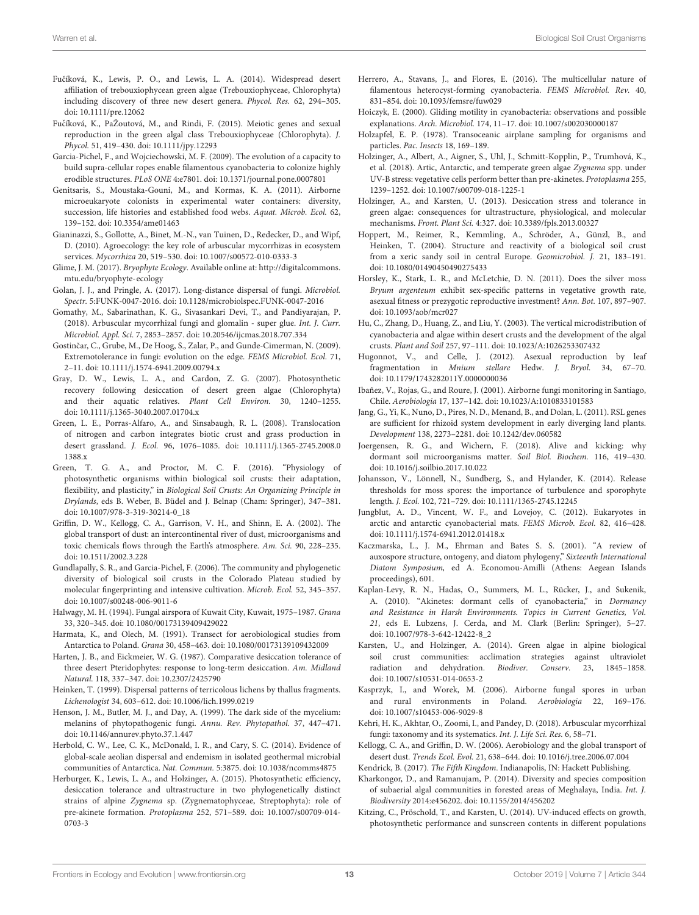Fučíková, K., Lewis, P. O., and Lewis, L. A. (2014). Widespread desert affiliation of trebouxiophycean green algae (Trebouxiophyceae, Chlorophyta) including discovery of three new desert genera. *Phycol. Res.* 62, 294–305. doi: 10.1111/pre.12062

Fučíková, K., PaŽoutová, M., and Rindi, F. (2015). Meiotic genes and sexual reproduction in the green algal class Trebouxiophyceae (Chlorophyta). *J. Phycol.* 51, 419–430. doi: 10.1111/jpy.12293

Garcia-Pichel, F., and Wojciechowski, M. F. (2009). The evolution of a capacity to build supra-cellular ropes enable filamentous cyanobacteria to colonize highly erodible structures. *PLoS ONE* 4:e7801. doi: 10.1371/journal.pone.0007801

Genitsaris, S., Moustaka-Gouni, M., and Kormas, K. A. (2011). Airborne microeukaryote colonists in experimental water containers: diversity, succession, life histories and established food webs. *Aquat. Microb. Ecol.* 62, 139–152. doi: 10.3354/ame01463

Gianinazzi, S., Gollotte, A., Binet, M.-N., van Tuinen, D., Redecker, D., and Wipf, D. (2010). Agroecology: the key role of arbuscular mycorrhizas in ecosystem services. *Mycorrhiza* 20, 519–530. doi: 10.1007/s00572-010-0333-3

Glime, J. M. (2017). *Bryophyte Ecology*. Available online at: http://digitalcommons.mtu.edu/bryophyte-ecology

Golan, J. J., and Pringle, A. (2017). Long-distance dispersal of fungi. *Microbiol. Spectr.* 5:FUNK-0047-2016. doi: 10.1128/microbiolspec.FUNK-0047-2016

Gomathy, M., Sabarinathan, K. G., Sivasankari Devi, T., and Pandiyarajan, P. (2018). Arbuscular mycorrhizal fungi and glomalin - super glue. *Int. J. Curr. Microbiol. Appl. Sci.* 7, 2853–2857. doi: 10.20546/ijcmas.2018.707.334

Gostinčar, C., Grube, M., De Hoog, S., Zalar, P., and Gunde-Cimerman, N. (2009). Extremotolerance in fungi: evolution on the edge. *FEMS Microbiol. Ecol.* 71, 2–11. doi: 10.1111/j.1574-6941.2009.00794.x

Gray, D. W., Lewis, L. A., and Cardon, Z. G. (2007). Photosynthetic recovery following desiccation of desert green algae (Chlorophyta) and their aquatic relatives. *Plant Cell Environ.* 30, 1240–1255. doi: 10.1111/j.1365-3040.2007.01704.x

Green, L. E., Porras-Alfaro, A., and Sinsabaugh, R. L. (2008). Translocation of nitrogen and carbon integrates biotic crust and grass production in desert grassland. *J. Ecol.* 96, 1076–1085. doi: 10.1111/j.1365-2745.2008.01388.x

Green, T. G. A., and Proctor, M. C. F. (2016). "Physiology of photosynthetic organisms within biological soil crusts: their adaptation, flexibility, and plasticity," in *Biological Soil Crusts: An Organizing Principle in Drylands*, eds B. Weber, B. Büdel and J. Belnap (Cham: Springer), 347–381. doi: 10.1007/978-3-319-30214-0_18

Griffin, D. W., Kellogg, C. A., Garrison, V. H., and Shinn, E. A. (2002). The global transport of dust: an intercontinental river of dust, microorganisms and toxic chemicals flows through the Earth's atmosphere. *Am. Sci.* 90, 228–235. doi: 10.1511/2002.3.228

Gundlapally, S. R., and Garcia-Pichel, F. (2006). The community and phylogenetic diversity of biological soil crusts in the Colorado Plateau studied by molecular fingerprinting and intensive cultivation. *Microb. Ecol.* 52, 345–357. doi: 10.1007/s00248-006-9011-6

Halwagy, M. H. (1994). Fungal airspora of Kuwait City, Kuwait, 1975–1987. *Grana* 33, 320–345. doi: 10.1080/00173139409429022

Harmata, K., and Olech, M. (1991). Transect for aerobiological studies from Antarctica to Poland. *Grana* 30, 458–463. doi: 10.1080/00173139109432009

Harten, J. B., and Eickmeier, W. G. (1987). Comparative desiccation tolerance of three desert Pteridophytes: response to long-term desiccation. *Am. Midland Natural.* 118, 337–347. doi: 10.2307/2425790

Heinken, T. (1999). Dispersal patterns of terricolous lichens by thallus fragments. *Lichenologist* 34, 603–612. doi: 10.1006/lich.1999.0219

Henson, J. M., Butler, M. J., and Day, A. (1999). The dark side of the mycelium: melanins of phytopathogenic fungi. *Annu. Rev. Phytopathol.* 37, 447–471. doi: 10.1146/annurev.phyto.37.1.447

Herbold, C. W., Lee, C. K., McDonald, I. R., and Cary, S. C. (2014). Evidence of global-scale aeolian dispersal and endemism in isolated geothermal microbial communities of Antarctica. *Nat. Commun.* 5:3875. doi: 10.1038/ncomms4875

Herburger, K., Lewis, L. A., and Holzinger, A. (2015). Photosynthetic efficiency, desiccation tolerance and ultrastructure in two phylogenetically distinct strains of alpine *Zygnema* sp. (Zygnematophyceae, Streptophyta): role of pre-akinete formation. *Protoplasma* 252, 571–589. doi: 10.1007/s00709-014-0703-3

Herrero, A., Stavans, J., and Flores, E. (2016). The multicellular nature of filamentous heterocyst-forming cyanobacteria. *FEMS Microbiol. Rev.* 40, 831–854. doi: 10.1093/femsre/fuw029

Hoiczyk, E. (2000). Gliding motility in cyanobacteria: observations and possible explanations. *Arch. Microbiol.* 174, 11–17. doi: 10.1007/s002030000187

Holzapfel, E. P. (1978). Transoceanic airplane sampling for organisms and particles. *Pac. Insects* 18, 169–189.

Holzinger, A., Albert, A., Aigner, S., Uhl, J., Schmitt-Kopplin, P., Trumhová, K., et al. (2018). Artic, Antarctic, and temperate green algae *Zygnema* spp. under UV-B stress: vegetative cells perform better than pre-akinetes. *Protoplasma* 255, 1239–1252. doi: 10.1007/s00709-018-1225-1

Holzinger, A., and Karsten, U. (2013). Desiccation stress and tolerance in green algae: consequences for ultrastructure, physiological, and molecular mechanisms. *Front. Plant Sci.* 4:327. doi: 10.3389/fpls.2013.00327

Hoppert, M., Reimer, R., Kemmling, A., Schröder, A., Günzl, B., and Heinken, T. (2004). Structure and reactivity of a biological soil crust from a xeric sandy soil in central Europe. *Geomicrobiol. J.* 21, 183–191. doi: 10.1080/01490450490275433

Horsley, K., Stark, L. R., and McLetchie, D. N. (2011). Does the silver moss *Bryum argenteum* exhibit sex-specific patterns in vegetative growth rate, asexual fitness or prezygotic reproductive investment? *Ann. Bot.* 107, 897–907. doi: 10.1093/aob/mcr027

Hu, C., Zhang, D., Huang, Z., and Liu, Y. (2003). The vertical microdistribution of cyanobacteria and algae within desert crusts and the development of the algal crusts. *Plant and Soil* 257, 97–111. doi: 10.1023/A:1026253307432

Hugonnot, V., and Celle, J. (2012). Asexual reproduction by leaf fragmentation in *Mnium stellare* Hedw. *J. Bryol.* 34, 67–70. doi: 10.1179/1743282011Y.0000000036

Ibañez, V., Rojas, G., and Roure, J. (2001). Airborne fungi monitoring in Santiago, Chile. *Aerobiologia* 17, 137–142. doi: 10.1023/A:1010833101583

Jang, G., Yi, K., Nuno, D., Pires, N. D., Menand, B., and Dolan, L. (2011). RSL genes are sufficient for rhizoid system development in early diverging land plants. *Development* 138, 2273–2281. doi: 10.1242/dev.060582

Joergensen, R. G., and Wichern, F. (2018). Alive and kicking: why dormant soil microorganisms matter. *Soil Biol. Biochem.* 116, 419–430. doi: 10.1016/j.soilbio.2017.10.022

Johansson, V., Lönnell, N., Sundberg, S., and Hylander, K. (2014). Release thresholds for moss spores: the importance of turbulence and sporophyte length. *J. Ecol.* 102, 721–729. doi: 10.1111/1365-2745.12245

Jungblut, A. D., Vincent, W. F., and Lovejoy, C. (2012). Eukaryotes in arctic and antarctic cyanobacterial mats. *FEMS Microb. Ecol.* 82, 416–428. doi: 10.1111/j.1574-6941.2012.01418.x

Kaczmarska, L., J. M., Ehrman and Bates S. S. (2001). "A review of auxospore structure, ontogeny, and diatom phylogeny," *Sixteenth International Diatom Symposium,* ed A. Economou-Amilli (Athens: Aegean Islands proceedings), 601.

Kaplan-Levy, R. N., Hadas, O., Summers, M. L., Rücker, J., and Sukenik, A. (2010). "Akinetes: dormant cells of cyanobacteria," in *Dormancy and Resistance in Harsh Environments. Topics in Current Genetics, Vol. 21*, eds E. Lubzens, J. Cerda, and M. Clark (Berlin: Springer), 5–27. doi: 10.1007/978-3-642-12422-8_2

Karsten, U., and Holzinger, A. (2014). Green algae in alpine biological soil crust communities: acclimation strategies against ultraviolet radiation and dehydration. *Biodiver. Conserv.* 23, 1845–1858. doi: 10.1007/s10531-014-0653-2

Kasprzyk, I., and Worek, M. (2006). Airborne fungal spores in urban and rural environments in Poland. *Aerobiologia* 22, 169–176. doi: 10.1007/s10453-006-9029-8

Kehri, H. K., Akhtar, O., Zoomi, I., and Pandey, D. (2018). Arbuscular mycorrhizal fungi: taxonomy and its systematics. *Int. J. Life Sci. Res.* 6, 58–71.

Kellogg, C. A., and Griffin, D. W. (2006). Aerobiology and the global transport of desert dust. *Trends Ecol. Evol.* 21, 638–644. doi: 10.1016/j.tree.2006.07.004

Kendrick, B. (2017). *The Fifth Kingdom*. Indianapolis, IN: Hackett Publishing.

Kharkongor, D., and Ramanujam, P. (2014). Diversity and species composition of subaerial algal communities in forested areas of Meghalaya, India. *Int. J. Biodiversity* 2014:e456202. doi: 10.1155/2014/456202

Kitzing, C., Pröschold, T., and Karsten, U. (2014). UV-induced effects on growth, photosynthetic performance and sunscreen contents in different populations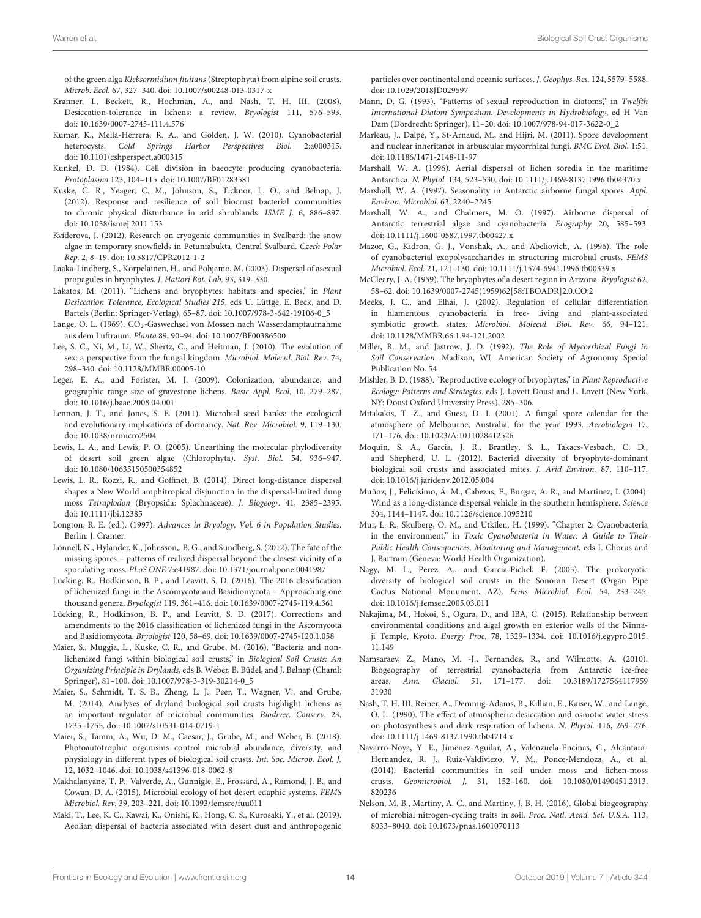of the green alga *Klebsormidium fluitans* (Streptophyta) from alpine soil crusts. *Microb. Ecol.* 67, 327–340. doi: 10.1007/s00248-013-0317-x

Kranner, I., Beckett, R., Hochman, A., and Nash, T. H. III. (2008). Desiccation-tolerance in lichens: a review. *Bryologist* 111, 576–593. doi: 10.1639/0007-2745-111.4.576

Kumar, K., Mella-Herrera, R. A., and Golden, J. W. (2010). Cyanobacterial heterocysts. *Cold Springs Harbor Perspectives Biol.* 2:a000315. doi: 10.1101/cshperspect.a000315

Kunkel, D. D. (1984). Cell division in baeocyte producing cyanobacteria. *Protoplasma* 123, 104–115. doi: 10.1007/BF01283581

Kuske, C. R., Yeager, C. M., Johnson, S., Ticknor, L. O., and Belnap, J. (2012). Response and resilience of soil biocrust bacterial communities to chronic physical disturbance in arid shrublands. *ISME J.* 6, 886–897. doi: 10.1038/ismej.2011.153

Kvíderova, J. (2012). Research on cryogenic communities in Svalbard: the snow algae in temporary snowfields in Petuniabukta, Central Svalbard. *Czech Polar Rep.* 2, 8–19. doi: 10.5817/CPR2012-1-2

Laaka-Lindberg, S., Korpelainen, H., and Pohjamo, M. (2003). Dispersal of asexual propagules in bryophytes. *J. Hattori Bot. Lab.* 93, 319–330.

Lakatos, M. (2011). "Lichens and bryophytes: habitats and species," in *Plant Desiccation Tolerance, Ecological Studies 215*, eds U. Lüttge, E. Beck, and D. Bartels (Berlin: Springer-Verlag), 65–87. doi: 10.1007/978-3-642-19106-0_5

Lange, O. L. (1969). $CO_2$-Gaswechsel von Mossen nach Wasserdampfaufnahme aus dem Luftraum. *Planta* 89, 90–94. doi: 10.1007/BF00386500

Lee, S. C., Ni, M., Li, W., Shertz, C., and Heitman, J. (2010). The evolution of sex: a perspective from the fungal kingdom. *Microbiol. Molecul. Biol. Rev.* 74, 298–340. doi: 10.1128/MMBR.00005-10

Leger, E. A., and Forister, M. J. (2009). Colonization, abundance, and geographic range size of gravestone lichens. *Basic Appl. Ecol.* 10, 279–287. doi: 10.1016/j.baae.2008.04.001

Lennon, J. T., and Jones, S. E. (2011). Microbial seed banks: the ecological and evolutionary implications of dormancy. *Nat. Rev. Microbiol.* 9, 119–130. doi: 10.1038/nrmicro2504

Lewis, L. A., and Lewis, P. O. (2005). Unearthing the molecular phylodiversity of desert soil green algae (Chlorophyta). *Syst. Biol.* 54, 936–947. doi: 10.1080/10635150500354852

Lewis, L. R., Rozzi, R., and Goffinet, B. (2014). Direct long-distance dispersal shapes a New World amphitropical disjunction in the dispersal-limited dung moss *Tetraplodon* (Bryopsida: Splachnaceae). *J. Biogeogr.* 41, 2385–2395. doi: 10.1111/jbi.12385

Longton, R. E. (ed.). (1997). *Advances in Bryology, Vol. 6 in Population Studies*. Berlin: J. Cramer.

Lönnell, N., Hylander, K., Johnsson,. B. G., and Sundberg, S. (2012). The fate of the missing spores – patterns of realized dispersal beyond the closest vicinity of a sporulating moss. *PLoS ONE* 7:e41987. doi: 10.1371/journal.pone.0041987

Lücking, R., Hodkinson, B. P., and Leavitt, S. D. (2016). The 2016 classification of lichenized fungi in the Ascomycota and Basidiomycota – Approaching one thousand genera. *Bryologist* 119, 361–416. doi: 10.1639/0007-2745-119.4.361

Lücking, R., Hodkinson, B. P., and Leavitt, S. D. (2017). Corrections and amendments to the 2016 classification of lichenized fungi in the Ascomycota and Basidiomycota. *Bryologist* 120, 58–69. doi: 10.1639/0007-2745-120.1.058

Maier, S., Muggia, L., Kuske, C. R., and Grube, M. (2016). "Bacteria and non-lichenized fungi within biological soil crusts," in *Biological Soil Crusts: An Organizing Principle in Drylands*, eds B. Weber, B. Büdel, and J. Belnap (Chaml: Springer), 81–100. doi: 10.1007/978-3-319-30214-0_5

Maier, S., Schmidt, T. S. B., Zheng, L. J., Peer, T., Wagner, V., and Grube, M. (2014). Analyses of dryland biological soil crusts highlight lichens as an important regulator of microbial communities. *Biodiver. Conserv.* 23, 1735–1755. doi: 10.1007/s10531-014-0719-1

Maier, S., Tamm, A., Wu, D. M., Caesar, J., Grube, M., and Weber, B. (2018). Photoautotrophic organisms control microbial abundance, diversity, and physiology in different types of biological soil crusts. *Int. Soc. Microb. Ecol. J.* 12, 1032–1046. doi: 10.1038/s41396-018-0062-8

Makhalanyane, T. P., Valverde, A., Gunnigle, E., Frossard, A., Ramond, J. B., and Cowan, D. A. (2015). Microbial ecology of hot desert edaphic systems. *FEMS Microbiol. Rev.* 39, 203–221. doi: 10.1093/femsre/fuu011

Maki, T., Lee, K. C., Kawai, K., Onishi, K., Hong, C. S., Kurosaki, Y., et al. (2019). Aeolian dispersal of bacteria associated with desert dust and anthropogenic particles over continental and oceanic surfaces. *J. Geophys. Res.* 124, 5579–5588. doi: 10.1029/2018JD029597

Mann, D. G. (1993). "Patterns of sexual reproduction in diatoms," in *Twelfth International Diatom Symposium. Developments in Hydrobiology*, ed H Van Dam (Dordrecht: Springer), 11–20. doi: 10.1007/978-94-017-3622-0_2

Marleau, J., Dalpé, Y., St-Arnaud, M., and Hijri, M. (2011). Spore development and nuclear inheritance in arbuscular mycorrhizal fungi. *BMC Evol. Biol.* 1:51. doi: 10.1186/1471-2148-11-97

Marshall, W. A. (1996). Aerial dispersal of lichen soredia in the maritime Antarctica. *N. Phytol.* 134, 523–530. doi: 10.1111/j.1469-8137.1996.tb04370.x

Marshall, W. A. (1997). Seasonality in Antarctic airborne fungal spores. *Appl. Environ. Microbiol.* 63, 2240–2245.

Marshall, W. A., and Chalmers, M. O. (1997). Airborne dispersal of Antarctic terrestrial algae and cyanobacteria. *Ecography* 20, 585–593. doi: 10.1111/j.1600-0587.1997.tb00427.x

Mazor, G., Kidron, G. J., Vonshak, A., and Abeliovich, A. (1996). The role of cyanobacterial exopolysaccharides in structuring microbial crusts. *FEMS Microbiol. Ecol.* 21, 121–130. doi: 10.1111/j.1574-6941.1996.tb00339.x

McCleary, J. A. (1959). The bryophytes of a desert region in Arizona. *Bryologist* 62, 58–62. doi: 10.1639/0007-2745(1959)62[58:TBOADR]2.0.CO;2

Meeks, J. C., and Elhai, J. (2002). Regulation of cellular differentiation in filamentous cyanobacteria in free- living and plant-associated symbiotic growth states. *Microbiol. Molecul. Biol. Rev.* 66, 94–121. doi: 10.1128/MMBR.66.1.94-121.2002

Miller, R. M., and Jastrow, J. D. (1992). *The Role of Mycorrhizal Fungi in Soil Conservation*. Madison, WI: American Society of Agronomy Special Publication No. 54

Mishler, B. D. (1988). "Reproductive ecology of bryophytes," in *Plant Reproductive Ecology: Patterns and Strategies*. eds J. Lovett Doust and L. Lovett (New York, NY: Doust Oxford University Press), 285–306.

Mitakakis, T. Z., and Guest, D. I. (2001). A fungal spore calendar for the atmosphere of Melbourne, Australia, for the year 1993. *Aerobiologia* 17, 171–176. doi: 10.1023/A:1011028412526

Moquin, S. A., Garcia, J. R., Brantley, S. L., Takacs-Vesbach, C. D., and Shepherd, U. L. (2012). Bacterial diversity of bryophyte-dominant biological soil crusts and associated mites. *J. Arid Environ.* 87, 110–117. doi: 10.1016/j.jaridenv.2012.05.004

Muñoz, J., Felicísimo, Á. M., Cabezas, F., Burgaz, A. R., and Martinez, I. (2004). Wind as a long-distance dispersal vehicle in the southern hemisphere. *Science* 304, 1144–1147. doi: 10.1126/science.1095210

Mur, L. R., Skulberg, O. M., and Utkilen, H. (1999). "Chapter 2: Cyanobacteria in the environment," in *Toxic Cyanobacteria in Water: A Guide to Their Public Health Consequences, Monitoring and Management*, eds I. Chorus and J. Bartram (Geneva: World Health Organization).

Nagy, M. L., Perez, A., and Garcia-Pichel, F. (2005). The prokaryotic diversity of biological soil crusts in the Sonoran Desert (Organ Pipe Cactus National Monument, AZ). *Fems Microbiol. Ecol.* 54, 233–245. doi: 10.1016/j.femsec.2005.03.011

Nakajima, M., Hokoi, S., Ogura, D., and IBA, C. (2015). Relationship between environmental conditions and algal growth on exterior walls of the Ninna-ji Temple, Kyoto. *Energy Proc.* 78, 1329–1334. doi: 10.1016/j.egypro.2015.11.149

Namsaraev, Z., Mano, M. -J., Fernandez, R., and Wilmotte, A. (2010). Biogeography of terrestrial cyanobacteria from Antarctic ice-free areas. *Ann. Glaciol.* 51, 171–177. doi: 10.3189/172756411795931930

Nash, T. H. III, Reiner, A., Demmig-Adams, B., Killian, E., Kaiser, W., and Lange, O. L. (1990). The effect of atmospheric desiccation and osmotic water stress on photosynthesis and dark respiration of lichens. *N. Phytol.* 116, 269–276. doi: 10.1111/j.1469-8137.1990.tb04714.x

Navarro-Noya, Y. E., Jimenez-Aguilar, A., Valenzuela-Encinas, C., Alcantara-Hernandez, R. J., Ruiz-Valdiviezo, V. M., Ponce-Mendoza, A., et al. (2014). Bacterial communities in soil under moss and lichen-moss crusts. *Geomicrobiol. J.* 31, 152–160. doi: 10.1080/01490451.2013.820236

Nelson, M. B., Martiny, A. C., and Martiny, J. B. H. (2016). Global biogeography of microbial nitrogen-cycling traits in soil. *Proc. Natl. Acad. Sci. U.S.A.* 113, 8033–8040. doi: 10.1073/pnas.1601070113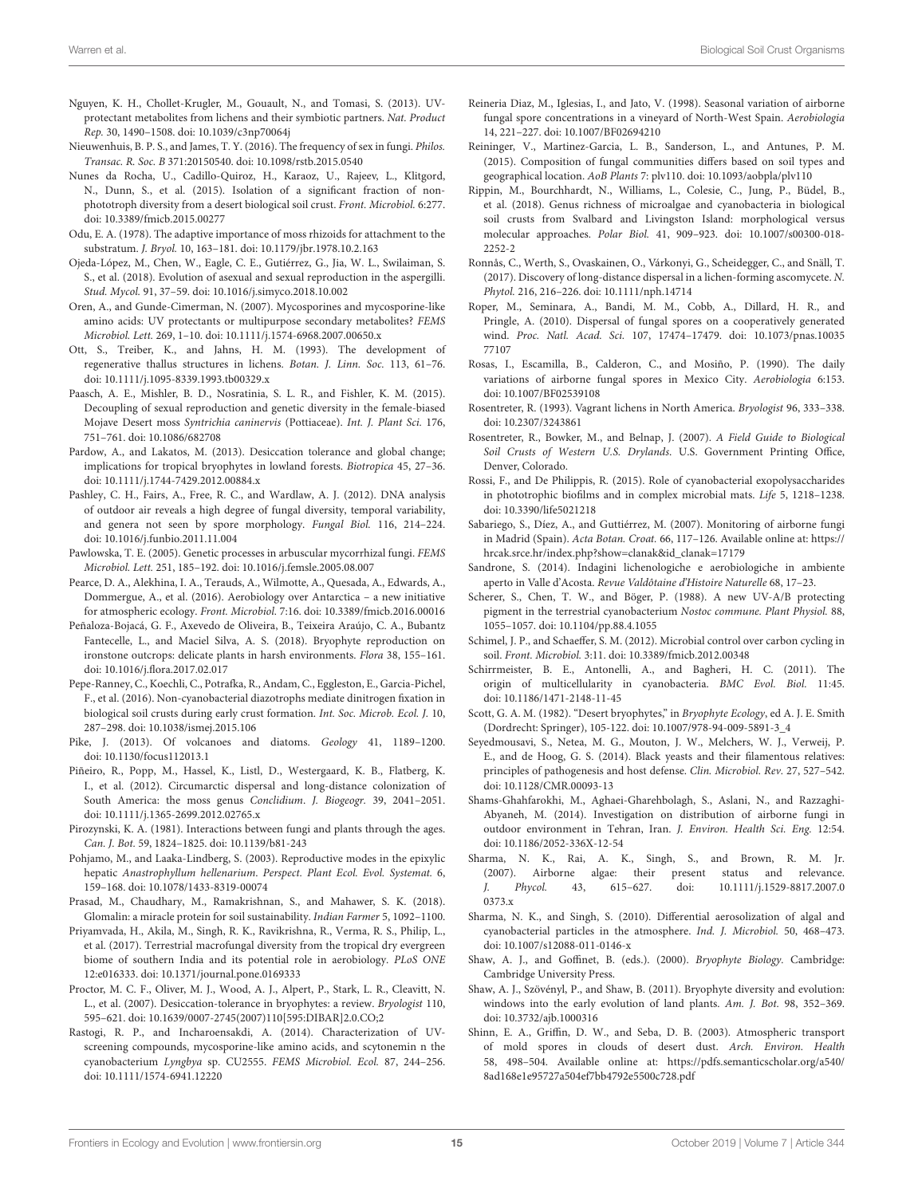Nguyen, K. H., Chollet-Krugler, M., Gouault, N., and Tomasi, S. (2013). UV-protectant metabolites from lichens and their symbiotic partners. *Nat. Product Rep.* 30, 1490–1508. doi: 10.1039/c3np70064j

Nieuwenhuis, B. P. S., and James, T. Y. (2016). The frequency of sex in fungi. *Philos. Transac. R. Soc. B* 371:20150540. doi: 10.1098/rstb.2015.0540

Nunes da Rocha, U., Cadillo-Quiroz, H., Karaoz, U., Rajeev, L., Klitgord, N., Dunn, S., et al. (2015). Isolation of a significant fraction of non-phototroph diversity from a desert biological soil crust. *Front. Microbiol.* 6:277. doi: 10.3389/fmicb.2015.00277

Odu, E. A. (1978). The adaptive importance of moss rhizoids for attachment to the substratum. *J. Bryol.* 10, 163–181. doi: 10.1179/jbr.1978.10.2.163

Ojeda-López, M., Chen, W., Eagle, C. E., Gutiérrez, G., Jia, W. L., Swilaiman, S. S., et al. (2018). Evolution of asexual and sexual reproduction in the aspergilli. *Stud. Mycol.* 91, 37–59. doi: 10.1016/j.simyco.2018.10.002

Oren, A., and Gunde-Cimerman, N. (2007). Mycosporines and mycosporine-like amino acids: UV protectants or multipurpose secondary metabolites? *FEMS Microbiol. Lett.* 269, 1–10. doi: 10.1111/j.1574-6968.2007.00650.x

Ott, S., Treiber, K., and Jahns, H. M. (1993). The development of regenerative thallus structures in lichens. *Botan. J. Linn. Soc.* 113, 61–76. doi: 10.1111/j.1095-8339.1993.tb00329.x

Paasch, A. E., Mishler, B. D., Nosratinia, S. L. R., and Fishler, K. M. (2015). Decoupling of sexual reproduction and genetic diversity in the female-biased Mojave Desert moss *Syntrichia caninervis* (Pottiaceae). *Int. J. Plant Sci.* 176, 751–761. doi: 10.1086/682708

Pardow, A., and Lakatos, M. (2013). Desiccation tolerance and global change; implications for tropical bryophytes in lowland forests. *Biotropica* 45, 27–36. doi: 10.1111/j.1744-7429.2012.00884.x

Pashley, C. H., Fairs, A., Free, R. C., and Wardlaw, A. J. (2012). DNA analysis of outdoor air reveals a high degree of fungal diversity, temporal variability, and genera not seen by spore morphology. *Fungal Biol.* 116, 214–224. doi: 10.1016/j.funbio.2011.11.004

Pawlowska, T. E. (2005). Genetic processes in arbuscular mycorrhizal fungi. *FEMS Microbiol. Lett.* 251, 185–192. doi: 10.1016/j.femsle.2005.08.007

Pearce, D. A., Alekhina, I. A., Terauds, A., Wilmotte, A., Quesada, A., Edwards, A., Dommergue, A., et al. (2016). Aerobiology over Antarctica – a new initiative for atmospheric ecology. *Front. Microbiol.* 7:16. doi: 10.3389/fmicb.2016.00016

Peñaloza-Bojacá, G. F., Axevedo de Oliveira, B., Teixeira Araújo, C. A., Bubantz Fantecelle, L., and Maciel Silva, A. S. (2018). Bryophyte reproduction on ironstone outcrops: delicate plants in harsh environments. *Flora* 38, 155–161. doi: 10.1016/j.flora.2017.02.017

Pepe-Ranney, C., Koechli, C., Potrafka, R., Andam, C., Eggleston, E., Garcia-Pichel, F., et al. (2016). Non-cyanobacterial diazotrophs mediate dinitrogen fixation in biological soil crusts during early crust formation. *Int. Soc. Microb. Ecol. J.* 10, 287–298. doi: 10.1038/ismej.2015.106

Pike, J. (2013). Of volcanoes and diatoms. *Geology* 41, 1189–1200. doi: 10.1130/focus112013.1

Piñeiro, R., Popp, M., Hassel, K., Listl, D., Westergaard, K. B., Flatberg, K. I., et al. (2012). Circumarctic dispersal and long-distance colonization of South America: the moss genus *Conclidium*. *J. Biogeogr.* 39, 2041–2051. doi: 10.1111/j.1365-2699.2012.02765.x

Pirozynski, K. A. (1981). Interactions between fungi and plants through the ages. *Can. J. Bot.* 59, 1824–1825. doi: 10.1139/b81-243

Pohjamo, M., and Laaka-Lindberg, S. (2003). Reproductive modes in the epixylic hepatic *Anastrophyllum hellenarium*. *Perspect. Plant Ecol. Evol. Systemat.* 6, 159–168. doi: 10.1078/1433-8319-00074

Prasad, M., Chaudhary, M., Ramakrishnan, S., and Mahawer, S. K. (2018). Glomalin: a miracle protein for soil sustainability. *Indian Farmer* 5, 1092–1100.

Priyamvada, H., Akila, M., Singh, R. K., Ravikrishna, R., Verma, R. S., Philip, L., et al. (2017). Terrestrial macrofungal diversity from the tropical dry evergreen biome of southern India and its potential role in aerobiology. *PLoS ONE* 12:e016333. doi: 10.1371/journal.pone.0169333

Proctor, M. C. F., Oliver, M. J., Wood, A. J., Alpert, P., Stark, L. R., Cleavitt, N. L., et al. (2007). Desiccation-tolerance in bryophytes: a review. *Bryologist* 110, 595–621. doi: 10.1639/0007-2745(2007)110[595:DIBAR]2.0.CO;2

Rastogi, R. P., and Incharoensakdi, A. (2014). Characterization of UV-screening compounds, mycosporine-like amino acids, and scytonemin n the cyanobacterium *Lyngbya* sp. CU2555. *FEMS Microbiol. Ecol.* 87, 244–256. doi: 10.1111/1574-6941.12220

Reineria Diaz, M., Iglesias, I., and Jato, V. (1998). Seasonal variation of airborne fungal spore concentrations in a vineyard of North-West Spain. *Aerobiologia* 14, 221–227. doi: 10.1007/BF02694210

Reininger, V., Martinez-Garcia, L. B., Sanderson, L., and Antunes, P. M. (2015). Composition of fungal communities differs based on soil types and geographical location. *AoB Plants* 7: plv110. doi: 10.1093/aobpla/plv110

Rippin, M., Bourchhardt, N., Williams, L., Colesie, C., Jung, P., Büdel, B., et al. (2018). Genus richness of microalgae and cyanobacteria in biological soil crusts from Svalbard and Livingston Island: morphological versus molecular approaches. *Polar Biol.* 41, 909–923. doi: 10.1007/s00300-018-2252-2

Ronnås, C., Werth, S., Ovaskainen, O., Várkonyi, G., Scheidegger, C., and Snäll, T. (2017). Discovery of long-distance dispersal in a lichen-forming ascomycete. *N. Phytol.* 216, 216–226. doi: 10.1111/nph.14714

Roper, M., Seminara, A., Bandi, M. M., Cobb, A., Dillard, H. R., and Pringle, A. (2010). Dispersal of fungal spores on a cooperatively generated wind. *Proc. Natl. Acad. Sci.* 107, 17474–17479. doi: 10.1073/pnas.1003577107

Rosas, I., Escamilla, B., Calderon, C., and Mosiño, P. (1990). The daily variations of airborne fungal spores in Mexico City. *Aerobiologia* 6:153. doi: 10.1007/BF02539108

Rosentreter, R. (1993). Vagrant lichens in North America. *Bryologist* 96, 333–338. doi: 10.2307/3243861

Rosentreter, R., Bowker, M., and Belnap, J. (2007). *A Field Guide to Biological Soil Crusts of Western U.S. Drylands*. U.S. Government Printing Office, Denver, Colorado.

Rossi, F., and De Philippis, R. (2015). Role of cyanobacterial exopolysaccharides in phototrophic biofilms and in complex microbial mats. *Life* 5, 1218–1238. doi: 10.3390/life5021218

Sabariego, S., Díez, A., and Guttiérrez, M. (2007). Monitoring of airborne fungi in Madrid (Spain). *Acta Botan. Croat.* 66, 117–126. Available online at: https://hrcak.srce.hr/index.php?show=clanak&id_clanak=17179

Sandrone, S. (2014). Indagini lichenologiche e aerobiologiche in ambiente aperto in Valle d'Acosta. *Revue Valdôtaine d'Histoire Naturelle* 68, 17–23.

Scherer, S., Chen, T. W., and Böger, P. (1988). A new UV-A/B protecting pigment in the terrestrial cyanobacterium *Nostoc commune*. *Plant Physiol.* 88, 1055–1057. doi: 10.1104/pp.88.4.1055

Schimel, J. P., and Schaeffer, S. M. (2012). Microbial control over carbon cycling in soil. *Front. Microbiol.* 3:11. doi: 10.3389/fmicb.2012.00348

Schirrmeister, B. E., Antonelli, A., and Bagheri, H. C. (2011). The origin of multicellularity in cyanobacteria. *BMC Evol. Biol.* 11:45. doi: 10.1186/1471-2148-11-45

Scott, G. A. M. (1982). "Desert bryophytes," in *Bryophyte Ecology*, ed A. J. E. Smith (Dordrecht: Springer), 105-122. doi: 10.1007/978-94-009-5891-3_4

Seyedmousavi, S., Netea, M. G., Mouton, J. W., Melchers, W. J., Verweij, P. E., and de Hoog, G. S. (2014). Black yeasts and their filamentous relatives: principles of pathogenesis and host defense. *Clin. Microbiol. Rev.* 27, 527–542. doi: 10.1128/CMR.00093-13

Shams-Ghahfarokhi, M., Aghaei-Gharehbolagh, S., Aslani, N., and Razzaghi-Abyaneh, M. (2014). Investigation on distribution of airborne fungi in outdoor environment in Tehran, Iran. *J. Environ. Health Sci. Eng.* 12:54. doi: 10.1186/2052-336X-12-54

Sharma, N. K., Rai, A. K., Singh, S., and Brown, R. M. Jr. (2007). Airborne algae: their present status and relevance. *J. Phycol.* 43, 615–627. doi: 10.1111/j.1529-8817.2007.00373.x

Sharma, N. K., and Singh, S. (2010). Differential aerosolization of algal and cyanobacterial particles in the atmosphere. *Ind. J. Microbiol.* 50, 468–473. doi: 10.1007/s12088-011-0146-x

Shaw, A. J., and Goffinet, B. (eds.). (2000). *Bryophyte Biology*. Cambridge: Cambridge University Press.

Shaw, A. J., Szövényl, P., and Shaw, B. (2011). Bryophyte diversity and evolution: windows into the early evolution of land plants. *Am. J. Bot.* 98, 352–369. doi: 10.3732/ajb.1000316

Shinn, E. A., Griffin, D. W., and Seba, D. B. (2003). Atmospheric transport of mold spores in clouds of desert dust. *Arch. Environ. Health* 58, 498–504. Available online at: https://pdfs.semanticscholar.org/a540/8ad168e1e95727a504ef7bb4792e5500c728.pdf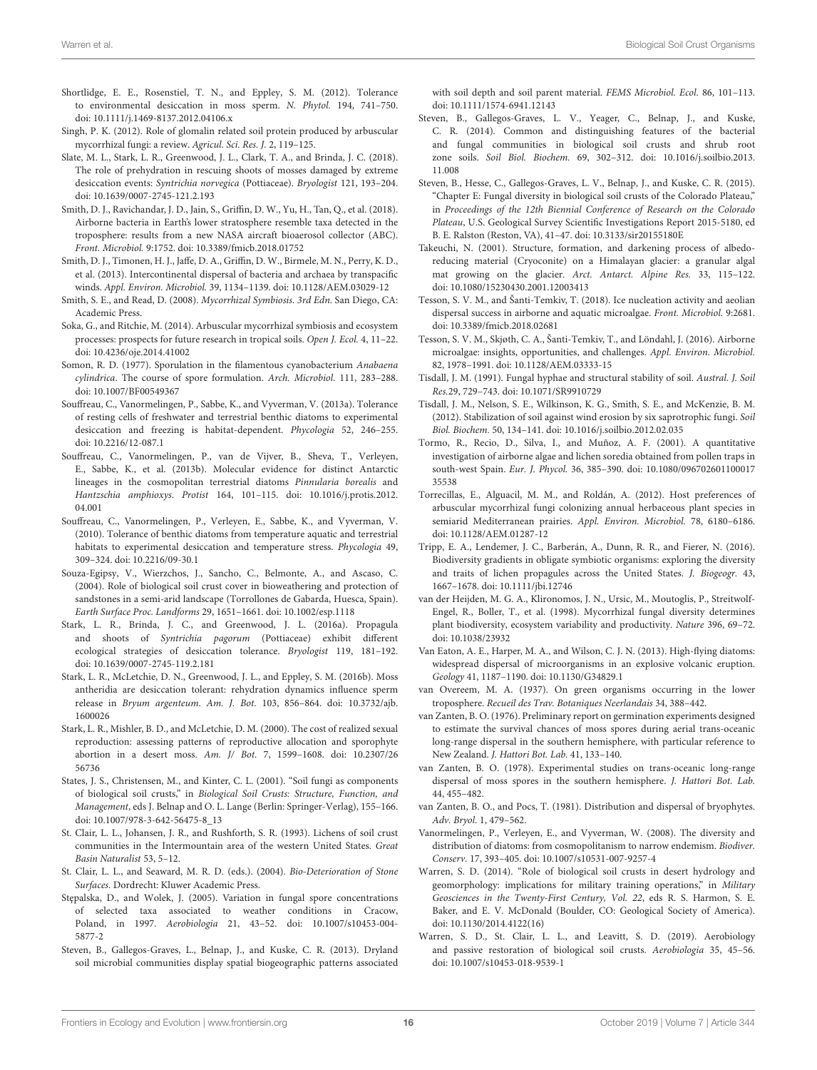Shortlidge, E. E., Rosenstiel, T. N., and Eppley, S. M. (2012). Tolerance to environmental desiccation in moss sperm. *N. Phytol.* 194, 741–750. doi: 10.1111/j.1469-8137.2012.04106.x

Singh, P. K. (2012). Role of glomalin related soil protein produced by arbuscular mycorrhizal fungi: a review. *Agricul. Sci. Res. J.* 2, 119–125.

Slate, M. L., Stark, L. R., Greenwood, J. L., Clark, T. A., and Brinda, J. C. (2018). The role of prehydration in rescuing shoots of mosses damaged by extreme desiccation events: *Syntrichia norvegica* (Pottiaceae). *Bryologist* 121, 193–204. doi: 10.1639/0007-2745-121.2.193

Smith, D. J., Ravichandar, J. D., Jain, S., Griffin, D. W., Yu, H., Tan, Q., et al. (2018). Airborne bacteria in Earth's lower stratosphere resemble taxa detected in the troposphere: results from a new NASA aircraft bioaerosol collector (ABC). *Front. Microbiol.* 9:1752. doi: 10.3389/fmicb.2018.01752

Smith, D. J., Timonen, H. J., Jaffe, D. A., Griffin, D. W., Birmele, M. N., Perry, K. D., et al. (2013). Intercontinental dispersal of bacteria and archaea by transpacific winds. *Appl. Environ. Microbiol.* 39, 1134–1139. doi: 10.1128/AEM.03029-12

Smith, S. E., and Read, D. (2008). *Mycorrhizal Symbiosis. 3rd Edn*. San Diego, CA: Academic Press.

Soka, G., and Ritchie, M. (2014). Arbuscular mycorrhizal symbiosis and ecosystem processes: prospects for future research in tropical soils. *Open J. Ecol.* 4, 11–22. doi: 10.4236/oje.2014.41002

Somon, R. D. (1977). Sporulation in the filamentous cyanobacterium *Anabaena cylindrica*. The course of spore formulation. *Arch. Microbiol.* 111, 283–288. doi: 10.1007/BF00549367

Souffreau, C., Vanormelingen, P., Sabbe, K., and Vyverman, V. (2013a). Tolerance of resting cells of freshwater and terrestrial benthic diatoms to experimental desiccation and freezing is habitat-dependent. *Phycologia* 52, 246–255. doi: 10.2216/12-087.1

Souffreau, C., Vanormelingen, P., van de Vijver, B., Sheva, T., Verleyen, E., Sabbe, K., et al. (2013b). Molecular evidence for distinct Antarctic lineages in the cosmopolitan terrestrial diatoms *Pinnularia borealis* and *Hantzschia amphioxys*. *Protist* 164, 101–115. doi: 10.1016/j.protis.2012.04.001

Souffreau, C., Vanormelingen, P., Verleyen, E., Sabbe, K., and Vyverman, V. (2010). Tolerance of benthic diatoms from temperature aquatic and terrestrial habitats to experimental desiccation and temperature stress. *Phycologia* 49, 309–324. doi: 10.2216/09-30.1

Souza-Egipsy, V., Wierzchos, J., Sancho, C., Belmonte, A., and Ascaso, C. (2004). Role of biological soil crust cover in bioweathering and protection of sandstones in a semi-arid landscape (Torrollones de Gabarda, Huesca, Spain). *Earth Surface Proc. Landforms* 29, 1651–1661. doi: 10.1002/esp.1118

Stark, L. R., Brinda, J. C., and Greenwood, J. L. (2016a). Propagula and shoots of *Syntrichia pagorum* (Pottiaceae) exhibit different ecological strategies of desiccation tolerance. *Bryologist* 119, 181–192. doi: 10.1639/0007-2745-119.2.181

Stark, L. R., McLetchie, D. N., Greenwood, J. L., and Eppley, S. M. (2016b). Moss antheridia are desiccation tolerant: rehydration dynamics influence sperm release in *Bryum argenteum*. *Am. J. Bot.* 103, 856–864. doi: 10.3732/ajb.1600026

Stark, L. R., Mishler, B. D., and McLetchie, D. M. (2000). The cost of realized sexual reproduction: assessing patterns of reproductive allocation and sporophyte abortion in a desert moss. *Am. J/ Bot.* 7, 1599–1608. doi: 10.2307/2656736

States, J. S., Christensen, M., and Kinter, C. L. (2001). "Soil fungi as components of biological soil crusts," in *Biological Soil Crusts: Structure, Function, and Management*, eds J. Belnap and O. L. Lange (Berlin: Springer-Verlag), 155–166. doi: 10.1007/978-3-642-56475-8_13

St. Clair, L. L., Johansen, J. R., and Rushforth, S. R. (1993). Lichens of soil crust communities in the Intermountain area of the western United States. *Great Basin Naturalist* 53, 5–12.

St. Clair, L. L., and Seaward, M. R. D. (eds.). (2004). *Bio-Deterioration of Stone Surfaces*. Dordrecht: Kluwer Academic Press.

Stępalska, D., and Wolek, J. (2005). Variation in fungal spore concentrations of selected taxa associated to weather conditions in Cracow, Poland, in 1997. *Aerobiologia* 21, 43–52. doi: 10.1007/s10453-004-5877-2

Steven, B., Gallegos-Graves, L., Belnap, J., and Kuske, C. R. (2013). Dryland soil microbial communities display spatial biogeographic patterns associated with soil depth and soil parent material. *FEMS Microbiol. Ecol.* 86, 101–113. doi: 10.1111/1574-6941.12143

Steven, B., Gallegos-Graves, L. V., Yeager, C., Belnap, J., and Kuske, C. R. (2014). Common and distinguishing features of the bacterial and fungal communities in biological soil crusts and shrub root zone soils. *Soil Biol. Biochem.* 69, 302–312. doi: 10.1016/j.soilbio.2013.11.008

Steven, B., Hesse, C., Gallegos-Graves, L. V., Belnap, J., and Kuske, C. R. (2015). "Chapter E: Fungal diversity in biological soil crusts of the Colorado Plateau," in *Proceedings of the 12th Biennial Conference of Research on the Colorado Plateau*, U.S. Geological Survey Scientific Investigations Report 2015-5180, ed B. E. Ralston (Reston, VA), 41–47. doi: 10.3133/sir20155180E

Takeuchi, N. (2001). Structure, formation, and darkening process of albedo-reducing material (Cryoconite) on a Himalayan glacier: a granular algal mat growing on the glacier. *Arct. Antarct. Alpine Res.* 33, 115–122. doi: 10.1080/15230430.2001.12003413

Tesson, S. V. M., and Šanti-Temkiv, T. (2018). Ice nucleation activity and aeolian dispersal success in airborne and aquatic microalgae. *Front. Microbiol.* 9:2681. doi: 10.3389/fmicb.2018.02681

Tesson, S. V. M., Skjøth, C. A., Šanti-Temkiv, T., and Löndahl, J. (2016). Airborne microalgae: insights, opportunities, and challenges. *Appl. Environ. Microbiol.* 82, 1978–1991. doi: 10.1128/AEM.03333-15

Tisdall, J. M. (1991). Fungal hyphae and structural stability of soil. *Austral. J. Soil Res.*29, 729–743. doi: 10.1071/SR9910729

Tisdall, J. M., Nelson, S. E., Wilkinson, K. G., Smith, S. E., and McKenzie, B. M. (2012). Stabilization of soil against wind erosion by six saprotrophic fungi. *Soil Biol. Biochem.* 50, 134–141. doi: 10.1016/j.soilbio.2012.02.035

Tormo, R., Recio, D., Silva, I., and Muñoz, A. F. (2001). A quantitative investigation of airborne algae and lichen soredia obtained from pollen traps in south-west Spain. *Eur. J. Phycol.* 36, 385–390. doi: 10.1080/09670260110001735538

Torrecillas, E., Alguacil, M. M., and Roldán, A. (2012). Host preferences of arbuscular mycorrhizal fungi colonizing annual herbaceous plant species in semiarid Mediterranean prairies. *Appl. Environ. Microbiol.* 78, 6180–6186. doi: 10.1128/AEM.01287-12

Tripp, E. A., Lendemer, J. C., Barberán, A., Dunn, R. R., and Fierer, N. (2016). Biodiversity gradients in obligate symbiotic organisms: exploring the diversity and traits of lichen propagules across the United States. *J. Biogeogr.* 43, 1667–1678. doi: 10.1111/jbi.12746

van der Heijden, M. G. A., Klironomos, J. N., Ursic, M., Moutoglis, P., Streitwolf-Engel, R., Boller, T., et al. (1998). Mycorrhizal fungal diversity determines plant biodiversity, ecosystem variability and productivity. *Nature* 396, 69–72. doi: 10.1038/23932

Van Eaton, A. E., Harper, M. A., and Wilson, C. J. N. (2013). High-flying diatoms: widespread dispersal of microorganisms in an explosive volcanic eruption. *Geology* 41, 1187–1190. doi: 10.1130/G34829.1

van Overeem, M. A. (1937). On green organisms occurring in the lower troposphere. *Recueil des Trav. Botaniques Neerlandais* 34, 388–442.

van Zanten, B. O. (1976). Preliminary report on germination experiments designed to estimate the survival chances of moss spores during aerial trans-oceanic long-range dispersal in the southern hemisphere, with particular reference to New Zealand. *J. Hattori Bot. Lab.* 41, 133–140.

van Zanten, B. O. (1978). Experimental studies on trans-oceanic long-range dispersal of moss spores in the southern hemisphere. *J. Hattori Bot. Lab.* 44, 455–482.

van Zanten, B. O., and Pocs, T. (1981). Distribution and dispersal of bryophytes. *Adv. Bryol.* 1, 479–562.

Vanormelingen, P., Verleyen, E., and Vyverman, W. (2008). The diversity and distribution of diatoms: from cosmopolitanism to narrow endemism. *Biodiver. Conserv.* 17, 393–405. doi: 10.1007/s10531-007-9257-4

Warren, S. D. (2014). "Role of biological soil crusts in desert hydrology and geomorphology: implications for military training operations," in *Military Geosciences in the Twenty-First Century, Vol. 22*, eds R. S. Harmon, S. E. Baker, and E. V. McDonald (Boulder, CO: Geological Society of America). doi: 10.1130/2014.4122(16)

Warren, S. D., St. Clair, L. L., and Leavitt, S. D. (2019). Aerobiology and passive restoration of biological soil crusts. *Aerobiologia* 35, 45–56. doi: 10.1007/s10453-018-9539-1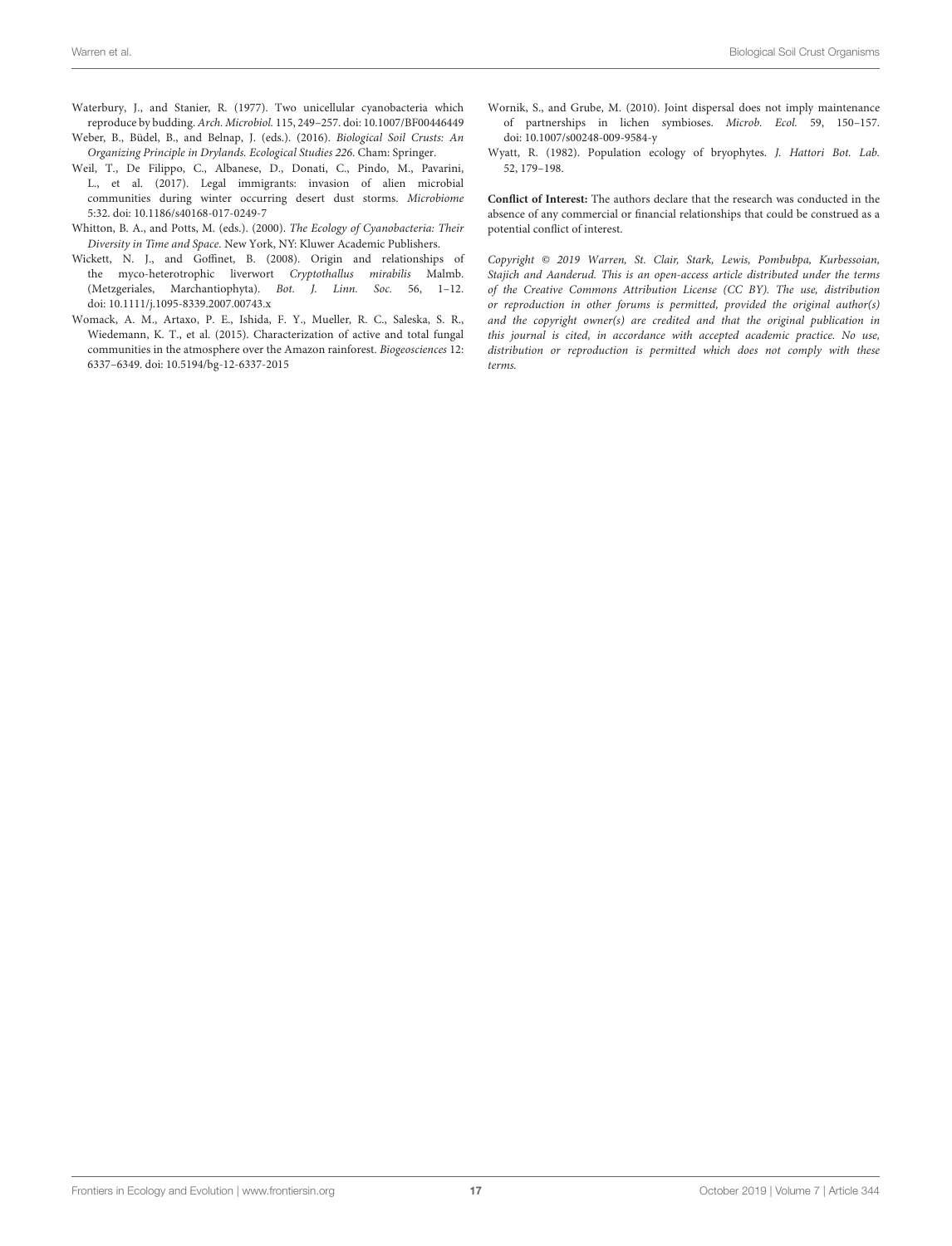Waterbury, J., and Stanier, R. (1977). Two unicellular cyanobacteria which reproduce by budding. *Arch. Microbiol.* 115, 249–257. doi: 10.1007/BF00446449

Weber, B., Büdel, B., and Belnap, J. (eds.). (2016). *Biological Soil Crusts: An Organizing Principle in Drylands. Ecological Studies 226*. Cham: Springer.

Weil, T., De Filippo, C., Albanese, D., Donati, C., Pindo, M., Pavarini, L., et al. (2017). Legal immigrants: invasion of alien microbial communities during winter occurring desert dust storms. *Microbiome* 5:32. doi: 10.1186/s40168-017-0249-7

Whitton, B. A., and Potts, M. (eds.). (2000). *The Ecology of Cyanobacteria: Their Diversity in Time and Space*. New York, NY: Kluwer Academic Publishers.

Wickett, N. J., and Goffinet, B. (2008). Origin and relationships of the myco-heterotrophic liverwort *Cryptothallus mirabilis* Malmb. (Metzgeriales, Marchantiophyta). *Bot. J. Linn. Soc.* 56, 1–12. doi: 10.1111/j.1095-8339.2007.00743.x

Womack, A. M., Artaxo, P. E., Ishida, F. Y., Mueller, R. C., Saleska, S. R., Wiedemann, K. T., et al. (2015). Characterization of active and total fungal communities in the atmosphere over the Amazon rainforest. *Biogeosciences* 12: 6337–6349. doi: 10.5194/bg-12-6337-2015

Wornik, S., and Grube, M. (2010). Joint dispersal does not imply maintenance of partnerships in lichen symbioses. *Microb. Ecol.* 59, 150–157. doi: 10.1007/s00248-009-9584-y

Wyatt, R. (1982). Population ecology of bryophytes. *J. Hattori Bot. Lab.* 52, 179–198.

**Conflict of Interest:** The authors declare that the research was conducted in the absence of any commercial or financial relationships that could be construed as a potential conflict of interest.

*Copyright © 2019 Warren, St. Clair, Stark, Lewis, Pombubpa, Kurbessoian, Stajich and Aanderud. This is an open-access article distributed under the terms of the Creative Commons Attribution License (CC BY). The use, distribution or reproduction in other forums is permitted, provided the original author(s) and the copyright owner(s) are credited and that the original publication in this journal is cited, in accordance with accepted academic practice. No use, distribution or reproduction is permitted which does not comply with these terms.*